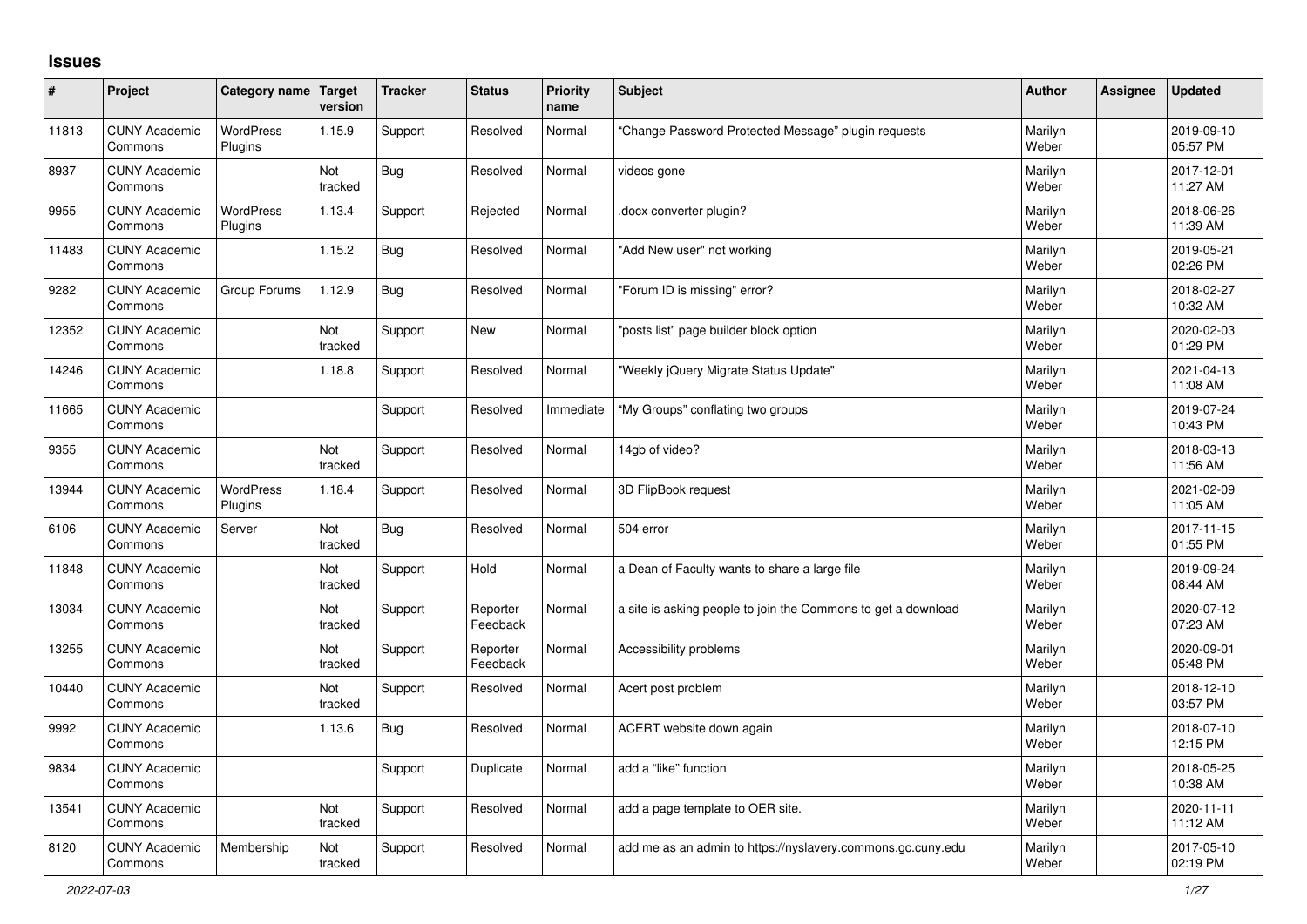# Issues

| # | Project | Category name | Target version | Tracker | Status | Priority name | Subject | Author | Assignee | Updated |
|---|---|---|---|---|---|---|---|---|---|---|
| 11813 | CUNY Academic Commons | WordPress Plugins | 1.15.9 | Support | Resolved | Normal | "Change Password Protected Message" plugin requests | Marilyn Weber | | 2019-09-10 05:57 PM |
| 8937 | CUNY Academic Commons | | Not tracked | Bug | Resolved | Normal | videos gone | Marilyn Weber | | 2017-12-01 11:27 AM |
| 9955 | CUNY Academic Commons | WordPress Plugins | 1.13.4 | Support | Rejected | Normal | .docx converter plugin? | Marilyn Weber | | 2018-06-26 11:39 AM |
| 11483 | CUNY Academic Commons | | 1.15.2 | Bug | Resolved | Normal | "Add New user" not working | Marilyn Weber | | 2019-05-21 02:26 PM |
| 9282 | CUNY Academic Commons | Group Forums | 1.12.9 | Bug | Resolved | Normal | "Forum ID is missing" error? | Marilyn Weber | | 2018-02-27 10:32 AM |
| 12352 | CUNY Academic Commons | | Not tracked | Support | New | Normal | "posts list" page builder block option | Marilyn Weber | | 2020-02-03 01:29 PM |
| 14246 | CUNY Academic Commons | | 1.18.8 | Support | Resolved | Normal | "Weekly jQuery Migrate Status Update" | Marilyn Weber | | 2021-04-13 11:08 AM |
| 11665 | CUNY Academic Commons | | | Support | Resolved | Immediate | "My Groups" conflating two groups | Marilyn Weber | | 2019-07-24 10:43 PM |
| 9355 | CUNY Academic Commons | | Not tracked | Support | Resolved | Normal | 14gb of video? | Marilyn Weber | | 2018-03-13 11:56 AM |
| 13944 | CUNY Academic Commons | WordPress Plugins | 1.18.4 | Support | Resolved | Normal | 3D FlipBook request | Marilyn Weber | | 2021-02-09 11:05 AM |
| 6106 | CUNY Academic Commons | Server | Not tracked | Bug | Resolved | Normal | 504 error | Marilyn Weber | | 2017-11-15 01:55 PM |
| 11848 | CUNY Academic Commons | | Not tracked | Support | Hold | Normal | a Dean of Faculty wants to share a large file | Marilyn Weber | | 2019-09-24 08:44 AM |
| 13034 | CUNY Academic Commons | | Not tracked | Support | Reporter Feedback | Normal | a site is asking people to join the Commons to get a download | Marilyn Weber | | 2020-07-12 07:23 AM |
| 13255 | CUNY Academic Commons | | Not tracked | Support | Reporter Feedback | Normal | Accessibility problems | Marilyn Weber | | 2020-09-01 05:48 PM |
| 10440 | CUNY Academic Commons | | Not tracked | Support | Resolved | Normal | Acert post problem | Marilyn Weber | | 2018-12-10 03:57 PM |
| 9992 | CUNY Academic Commons | | 1.13.6 | Bug | Resolved | Normal | ACERT website down again | Marilyn Weber | | 2018-07-10 12:15 PM |
| 9834 | CUNY Academic Commons | | | Support | Duplicate | Normal | add a "like" function | Marilyn Weber | | 2018-05-25 10:38 AM |
| 13541 | CUNY Academic Commons | | Not tracked | Support | Resolved | Normal | add a page template to OER site. | Marilyn Weber | | 2020-11-11 11:12 AM |
| 8120 | CUNY Academic Commons | Membership | Not tracked | Support | Resolved | Normal | add me as an admin to https://nyslavery.commons.gc.cuny.edu | Marilyn Weber | | 2017-05-10 02:19 PM |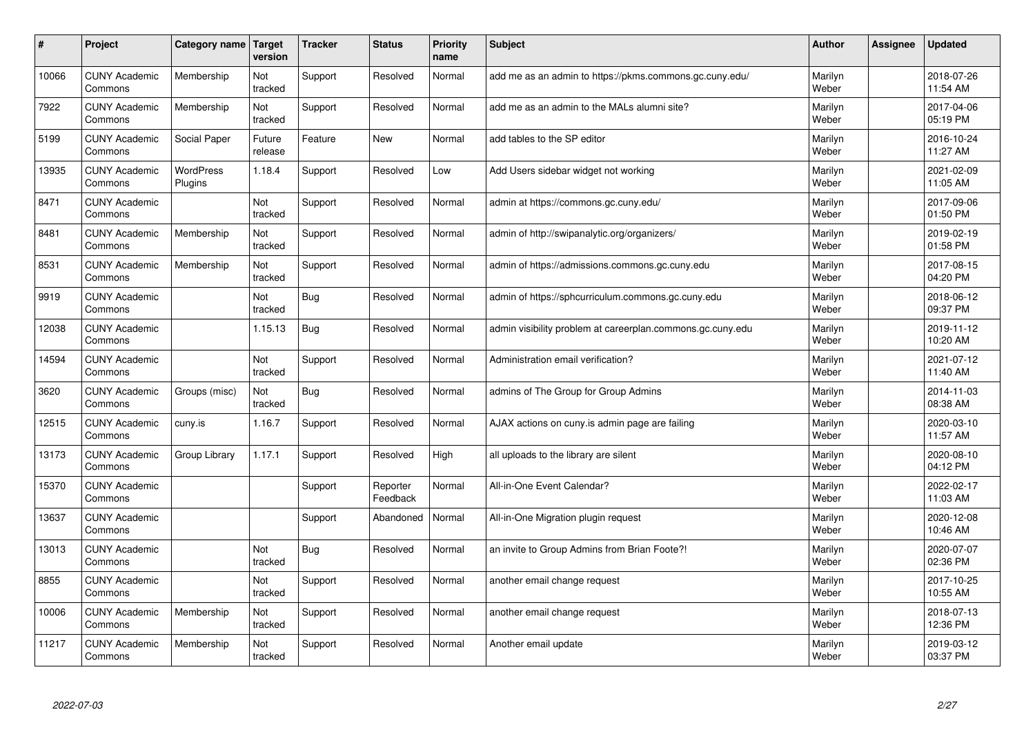| # | Project | Category name | Target version | Tracker | Status | Priority name | Subject | Author | Assignee | Updated |
|---|---|---|---|---|---|---|---|---|---|---|
| 10066 | CUNY Academic Commons | Membership | Not tracked | Support | Resolved | Normal | add me as an admin to https://pkms.commons.gc.cuny.edu/ | Marilyn Weber | | 2018-07-26 11:54 AM |
| 7922 | CUNY Academic Commons | Membership | Not tracked | Support | Resolved | Normal | add me as an admin to the MALs alumni site? | Marilyn Weber | | 2017-04-06 05:19 PM |
| 5199 | CUNY Academic Commons | Social Paper | Future release | Feature | New | Normal | add tables to the SP editor | Marilyn Weber | | 2016-10-24 11:27 AM |
| 13935 | CUNY Academic Commons | WordPress Plugins | 1.18.4 | Support | Resolved | Low | Add Users sidebar widget not working | Marilyn Weber | | 2021-02-09 11:05 AM |
| 8471 | CUNY Academic Commons | | Not tracked | Support | Resolved | Normal | admin at https://commons.gc.cuny.edu/ | Marilyn Weber | | 2017-09-06 01:50 PM |
| 8481 | CUNY Academic Commons | Membership | Not tracked | Support | Resolved | Normal | admin of http://swipanalytic.org/organizers/ | Marilyn Weber | | 2019-02-19 01:58 PM |
| 8531 | CUNY Academic Commons | Membership | Not tracked | Support | Resolved | Normal | admin of https://admissions.commons.gc.cuny.edu | Marilyn Weber | | 2017-08-15 04:20 PM |
| 9919 | CUNY Academic Commons | | Not tracked | Bug | Resolved | Normal | admin of https://sphcurriculum.commons.gc.cuny.edu | Marilyn Weber | | 2018-06-12 09:37 PM |
| 12038 | CUNY Academic Commons | | 1.15.13 | Bug | Resolved | Normal | admin visibility problem at careerplan.commons.gc.cuny.edu | Marilyn Weber | | 2019-11-12 10:20 AM |
| 14594 | CUNY Academic Commons | | Not tracked | Support | Resolved | Normal | Administration email verification? | Marilyn Weber | | 2021-07-12 11:40 AM |
| 3620 | CUNY Academic Commons | Groups (misc) | Not tracked | Bug | Resolved | Normal | admins of The Group for Group Admins | Marilyn Weber | | 2014-11-03 08:38 AM |
| 12515 | CUNY Academic Commons | cuny.is | 1.16.7 | Support | Resolved | Normal | AJAX actions on cuny.is admin page are failing | Marilyn Weber | | 2020-03-10 11:57 AM |
| 13173 | CUNY Academic Commons | Group Library | 1.17.1 | Support | Resolved | High | all uploads to the library are silent | Marilyn Weber | | 2020-08-10 04:12 PM |
| 15370 | CUNY Academic Commons | | | Support | Reporter Feedback | Normal | All-in-One Event Calendar? | Marilyn Weber | | 2022-02-17 11:03 AM |
| 13637 | CUNY Academic Commons | | | Support | Abandoned | Normal | All-in-One Migration plugin request | Marilyn Weber | | 2020-12-08 10:46 AM |
| 13013 | CUNY Academic Commons | | Not tracked | Bug | Resolved | Normal | an invite to Group Admins from Brian Foote?! | Marilyn Weber | | 2020-07-07 02:36 PM |
| 8855 | CUNY Academic Commons | | Not tracked | Support | Resolved | Normal | another email change request | Marilyn Weber | | 2017-10-25 10:55 AM |
| 10006 | CUNY Academic Commons | Membership | Not tracked | Support | Resolved | Normal | another email change request | Marilyn Weber | | 2018-07-13 12:36 PM |
| 11217 | CUNY Academic Commons | Membership | Not tracked | Support | Resolved | Normal | Another email update | Marilyn Weber | | 2019-03-12 03:37 PM |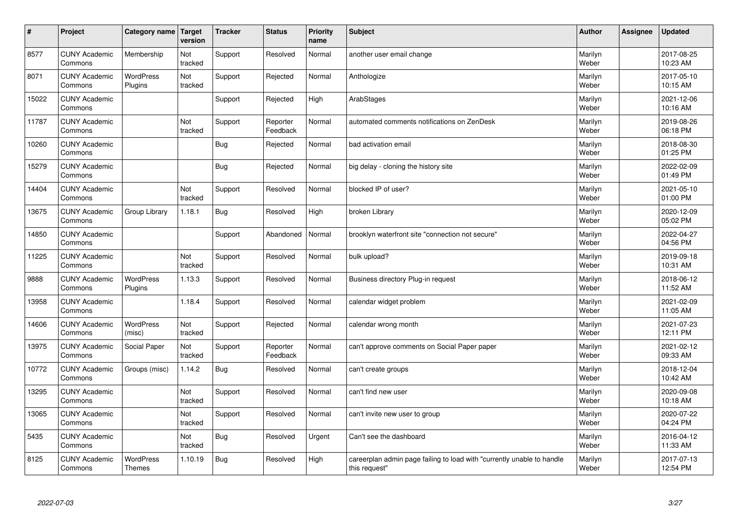| # | Project | Category name | Target version | Tracker | Status | Priority name | Subject | Author | Assignee | Updated |
|---|---|---|---|---|---|---|---|---|---|---|
| 8577 | CUNY Academic Commons | Membership | Not tracked | Support | Resolved | Normal | another user email change | Marilyn Weber | | 2017-08-25 10:23 AM |
| 8071 | CUNY Academic Commons | WordPress Plugins | Not tracked | Support | Rejected | Normal | Anthologize | Marilyn Weber | | 2017-05-10 10:15 AM |
| 15022 | CUNY Academic Commons | | | Support | Rejected | High | ArabStages | Marilyn Weber | | 2021-12-06 10:16 AM |
| 11787 | CUNY Academic Commons | | Not tracked | Support | Reporter Feedback | Normal | automated comments notifications on ZenDesk | Marilyn Weber | | 2019-08-26 06:18 PM |
| 10260 | CUNY Academic Commons | | | Bug | Rejected | Normal | bad activation email | Marilyn Weber | | 2018-08-30 01:25 PM |
| 15279 | CUNY Academic Commons | | | Bug | Rejected | Normal | big delay - cloning the history site | Marilyn Weber | | 2022-02-09 01:49 PM |
| 14404 | CUNY Academic Commons | | Not tracked | Support | Resolved | Normal | blocked IP of user? | Marilyn Weber | | 2021-05-10 01:00 PM |
| 13675 | CUNY Academic Commons | Group Library | 1.18.1 | Bug | Resolved | High | broken Library | Marilyn Weber | | 2020-12-09 05:02 PM |
| 14850 | CUNY Academic Commons | | | Support | Abandoned | Normal | brooklyn waterfront site "connection not secure" | Marilyn Weber | | 2022-04-27 04:56 PM |
| 11225 | CUNY Academic Commons | | Not tracked | Support | Resolved | Normal | bulk upload? | Marilyn Weber | | 2019-09-18 10:31 AM |
| 9888 | CUNY Academic Commons | WordPress Plugins | 1.13.3 | Support | Resolved | Normal | Business directory Plug-in request | Marilyn Weber | | 2018-06-12 11:52 AM |
| 13958 | CUNY Academic Commons | | 1.18.4 | Support | Resolved | Normal | calendar widget problem | Marilyn Weber | | 2021-02-09 11:05 AM |
| 14606 | CUNY Academic Commons | WordPress (misc) | Not tracked | Support | Rejected | Normal | calendar wrong month | Marilyn Weber | | 2021-07-23 12:11 PM |
| 13975 | CUNY Academic Commons | Social Paper | Not tracked | Support | Reporter Feedback | Normal | can't approve comments on Social Paper paper | Marilyn Weber | | 2021-02-12 09:33 AM |
| 10772 | CUNY Academic Commons | Groups (misc) | 1.14.2 | Bug | Resolved | Normal | can't create groups | Marilyn Weber | | 2018-12-04 10:42 AM |
| 13295 | CUNY Academic Commons | | Not tracked | Support | Resolved | Normal | can't find new user | Marilyn Weber | | 2020-09-08 10:18 AM |
| 13065 | CUNY Academic Commons | | Not tracked | Support | Resolved | Normal | can't invite new user to group | Marilyn Weber | | 2020-07-22 04:24 PM |
| 5435 | CUNY Academic Commons | | Not tracked | Bug | Resolved | Urgent | Can't see the dashboard | Marilyn Weber | | 2016-04-12 11:33 AM |
| 8125 | CUNY Academic Commons | WordPress Themes | 1.10.19 | Bug | Resolved | High | careerplan admin page failing to load with "currently unable to handle this request" | Marilyn Weber | | 2017-07-13 12:54 PM |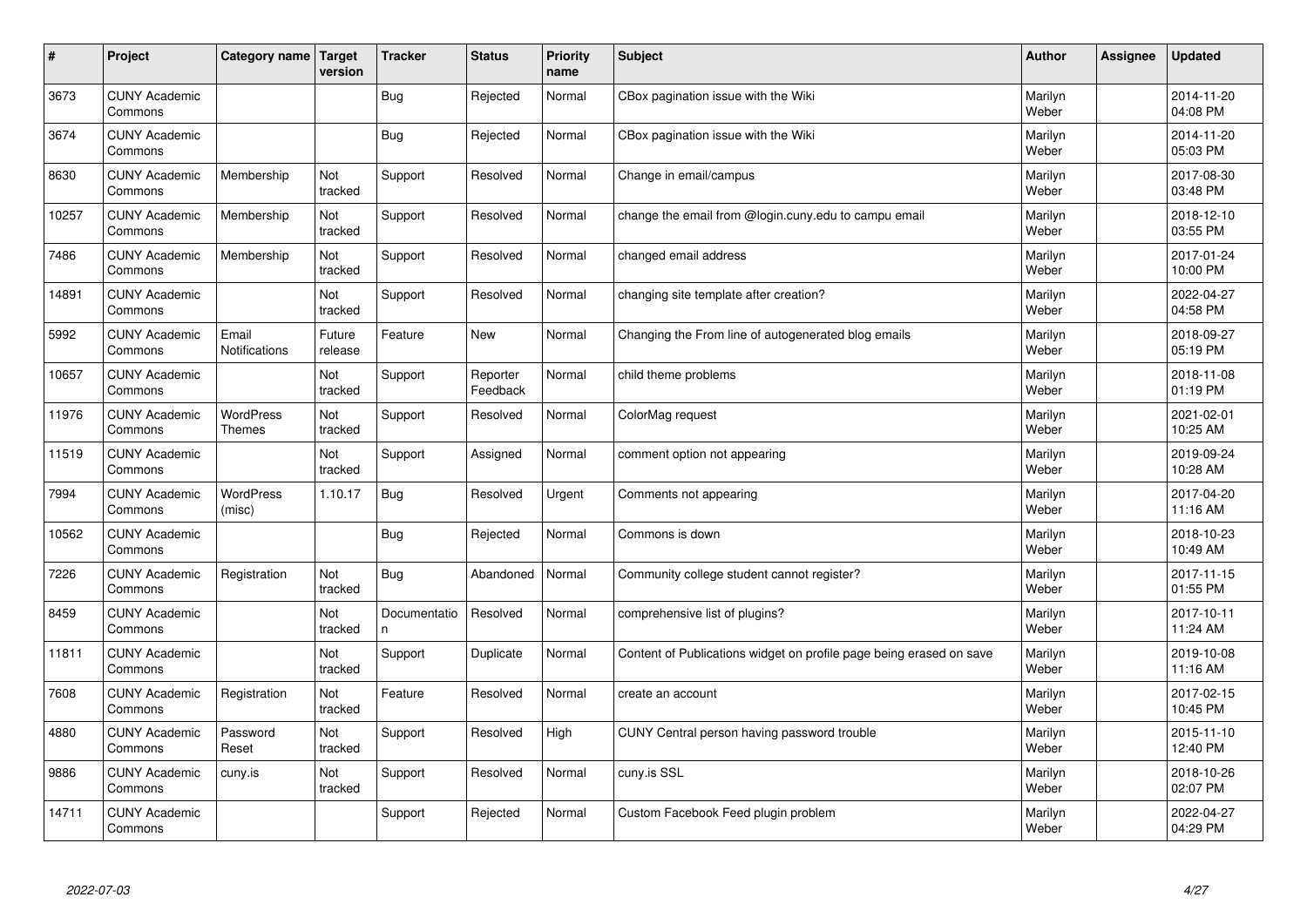| # | Project | Category name | Target version | Tracker | Status | Priority name | Subject | Author | Assignee | Updated |
|---|---|---|---|---|---|---|---|---|---|---|
| 3673 | CUNY Academic Commons | | | Bug | Rejected | Normal | CBox pagination issue with the Wiki | Marilyn Weber | | 2014-11-20 04:08 PM |
| 3674 | CUNY Academic Commons | | | Bug | Rejected | Normal | CBox pagination issue with the Wiki | Marilyn Weber | | 2014-11-20 05:03 PM |
| 8630 | CUNY Academic Commons | Membership | Not tracked | Support | Resolved | Normal | Change in email/campus | Marilyn Weber | | 2017-08-30 03:48 PM |
| 10257 | CUNY Academic Commons | Membership | Not tracked | Support | Resolved | Normal | change the email from @login.cuny.edu to campu email | Marilyn Weber | | 2018-12-10 03:55 PM |
| 7486 | CUNY Academic Commons | Membership | Not tracked | Support | Resolved | Normal | changed email address | Marilyn Weber | | 2017-01-24 10:00 PM |
| 14891 | CUNY Academic Commons | | Not tracked | Support | Resolved | Normal | changing site template after creation? | Marilyn Weber | | 2022-04-27 04:58 PM |
| 5992 | CUNY Academic Commons | Email Notifications | Future release | Feature | New | Normal | Changing the From line of autogenerated blog emails | Marilyn Weber | | 2018-09-27 05:19 PM |
| 10657 | CUNY Academic Commons | | Not tracked | Support | Reporter Feedback | Normal | child theme problems | Marilyn Weber | | 2018-11-08 01:19 PM |
| 11976 | CUNY Academic Commons | WordPress Themes | Not tracked | Support | Resolved | Normal | ColorMag request | Marilyn Weber | | 2021-02-01 10:25 AM |
| 11519 | CUNY Academic Commons | | Not tracked | Support | Assigned | Normal | comment option not appearing | Marilyn Weber | | 2019-09-24 10:28 AM |
| 7994 | CUNY Academic Commons | WordPress (misc) | 1.10.17 | Bug | Resolved | Urgent | Comments not appearing | Marilyn Weber | | 2017-04-20 11:16 AM |
| 10562 | CUNY Academic Commons | | | Bug | Rejected | Normal | Commons is down | Marilyn Weber | | 2018-10-23 10:49 AM |
| 7226 | CUNY Academic Commons | Registration | Not tracked | Bug | Abandoned | Normal | Community college student cannot register? | Marilyn Weber | | 2017-11-15 01:55 PM |
| 8459 | CUNY Academic Commons | | Not tracked | Documentation | Resolved | Normal | comprehensive list of plugins? | Marilyn Weber | | 2017-10-11 11:24 AM |
| 11811 | CUNY Academic Commons | | Not tracked | Support | Duplicate | Normal | Content of Publications widget on profile page being erased on save | Marilyn Weber | | 2019-10-08 11:16 AM |
| 7608 | CUNY Academic Commons | Registration | Not tracked | Feature | Resolved | Normal | create an account | Marilyn Weber | | 2017-02-15 10:45 PM |
| 4880 | CUNY Academic Commons | Password Reset | Not tracked | Support | Resolved | High | CUNY Central person having password trouble | Marilyn Weber | | 2015-11-10 12:40 PM |
| 9886 | CUNY Academic Commons | cuny.is | Not tracked | Support | Resolved | Normal | cuny.is SSL | Marilyn Weber | | 2018-10-26 02:07 PM |
| 14711 | CUNY Academic Commons | | | Support | Rejected | Normal | Custom Facebook Feed plugin problem | Marilyn Weber | | 2022-04-27 04:29 PM |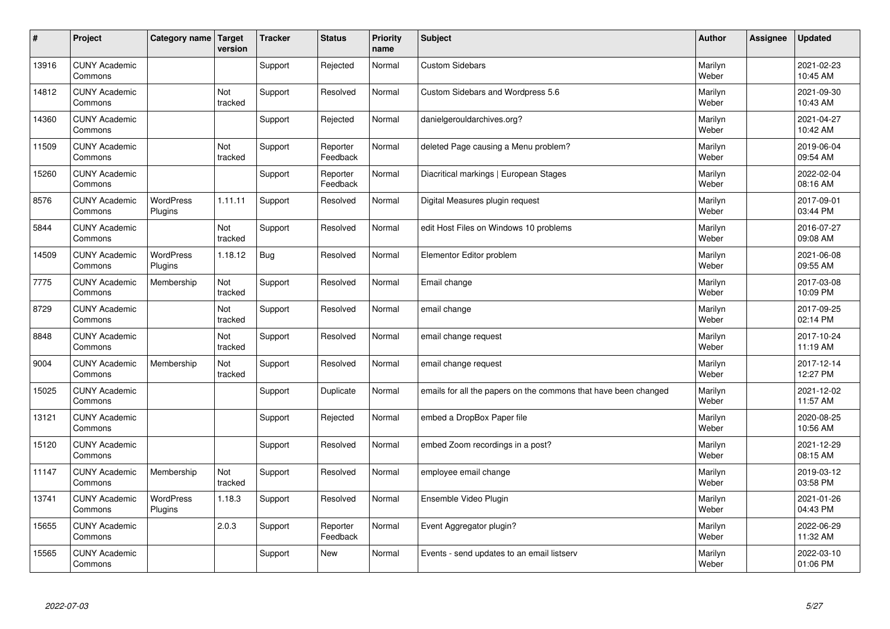| # | Project | Category name | Target version | Tracker | Status | Priority name | Subject | Author | Assignee | Updated |
|---|---|---|---|---|---|---|---|---|---|---|
| 13916 | CUNY Academic Commons | | | Support | Rejected | Normal | Custom Sidebars | Marilyn Weber | | 2021-02-23 10:45 AM |
| 14812 | CUNY Academic Commons | | Not tracked | Support | Resolved | Normal | Custom Sidebars and Wordpress 5.6 | Marilyn Weber | | 2021-09-30 10:43 AM |
| 14360 | CUNY Academic Commons | | | Support | Rejected | Normal | danielgerouldarchives.org? | Marilyn Weber | | 2021-04-27 10:42 AM |
| 11509 | CUNY Academic Commons | | Not tracked | Support | Reporter Feedback | Normal | deleted Page causing a Menu problem? | Marilyn Weber | | 2019-06-04 09:54 AM |
| 15260 | CUNY Academic Commons | | | Support | Reporter Feedback | Normal | Diacritical markings \| European Stages | Marilyn Weber | | 2022-02-04 08:16 AM |
| 8576 | CUNY Academic Commons | WordPress Plugins | 1.11.11 | Support | Resolved | Normal | Digital Measures plugin request | Marilyn Weber | | 2017-09-01 03:44 PM |
| 5844 | CUNY Academic Commons | | Not tracked | Support | Resolved | Normal | edit Host Files on Windows 10 problems | Marilyn Weber | | 2016-07-27 09:08 AM |
| 14509 | CUNY Academic Commons | WordPress Plugins | 1.18.12 | Bug | Resolved | Normal | Elementor Editor problem | Marilyn Weber | | 2021-06-08 09:55 AM |
| 7775 | CUNY Academic Commons | Membership | Not tracked | Support | Resolved | Normal | Email change | Marilyn Weber | | 2017-03-08 10:09 PM |
| 8729 | CUNY Academic Commons | | Not tracked | Support | Resolved | Normal | email change | Marilyn Weber | | 2017-09-25 02:14 PM |
| 8848 | CUNY Academic Commons | | Not tracked | Support | Resolved | Normal | email change request | Marilyn Weber | | 2017-10-24 11:19 AM |
| 9004 | CUNY Academic Commons | Membership | Not tracked | Support | Resolved | Normal | email change request | Marilyn Weber | | 2017-12-14 12:27 PM |
| 15025 | CUNY Academic Commons | | | Support | Duplicate | Normal | emails for all the papers on the commons that have been changed | Marilyn Weber | | 2021-12-02 11:57 AM |
| 13121 | CUNY Academic Commons | | | Support | Rejected | Normal | embed a DropBox Paper file | Marilyn Weber | | 2020-08-25 10:56 AM |
| 15120 | CUNY Academic Commons | | | Support | Resolved | Normal | embed Zoom recordings in a post? | Marilyn Weber | | 2021-12-29 08:15 AM |
| 11147 | CUNY Academic Commons | Membership | Not tracked | Support | Resolved | Normal | employee email change | Marilyn Weber | | 2019-03-12 03:58 PM |
| 13741 | CUNY Academic Commons | WordPress Plugins | 1.18.3 | Support | Resolved | Normal | Ensemble Video Plugin | Marilyn Weber | | 2021-01-26 04:43 PM |
| 15655 | CUNY Academic Commons | | 2.0.3 | Support | Reporter Feedback | Normal | Event Aggregator plugin? | Marilyn Weber | | 2022-06-29 11:32 AM |
| 15565 | CUNY Academic Commons | | | Support | New | Normal | Events - send updates to an email listserv | Marilyn Weber | | 2022-03-10 01:06 PM |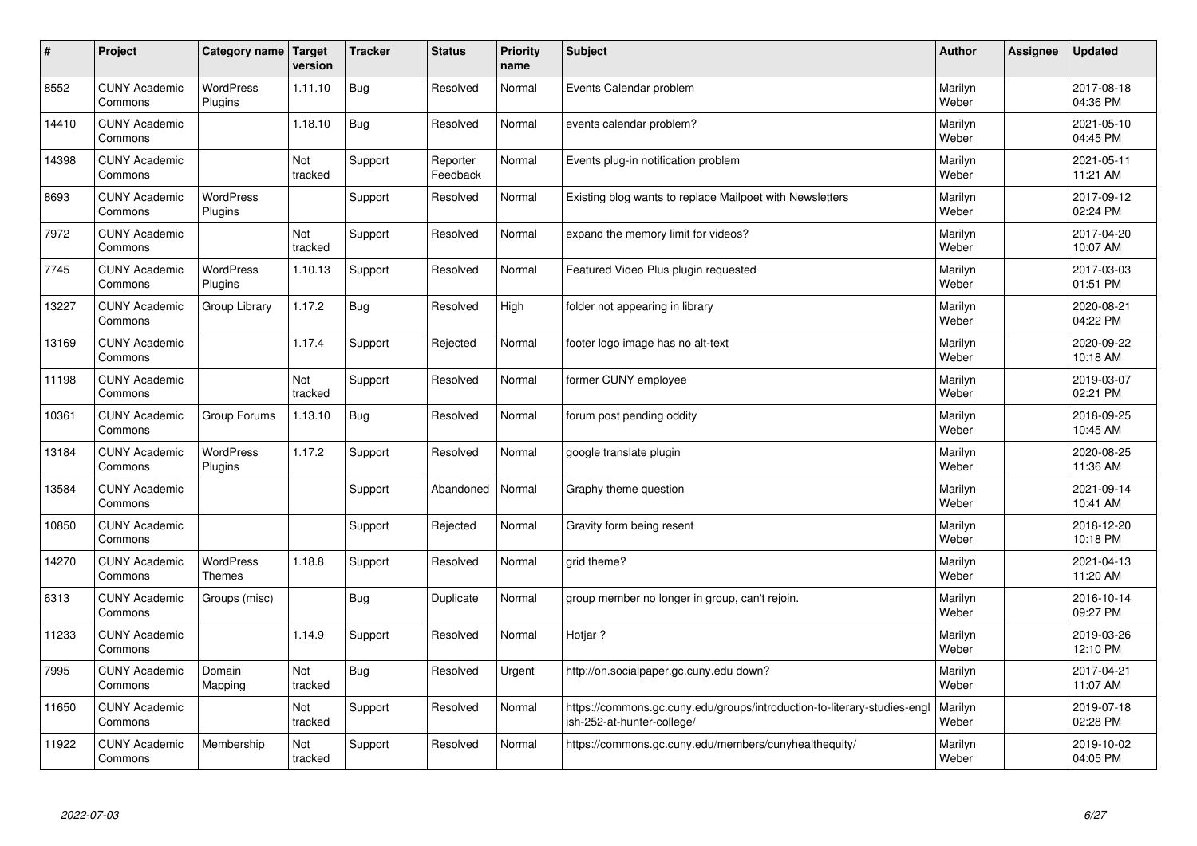| # | Project | Category name | Target version | Tracker | Status | Priority name | Subject | Author | Assignee | Updated |
|---|---|---|---|---|---|---|---|---|---|---|
| 8552 | CUNY Academic Commons | WordPress Plugins | 1.11.10 | Bug | Resolved | Normal | Events Calendar problem | Marilyn Weber | | 2017-08-18 04:36 PM |
| 14410 | CUNY Academic Commons | | 1.18.10 | Bug | Resolved | Normal | events calendar problem? | Marilyn Weber | | 2021-05-10 04:45 PM |
| 14398 | CUNY Academic Commons | | Not tracked | Support | Reporter Feedback | Normal | Events plug-in notification problem | Marilyn Weber | | 2021-05-11 11:21 AM |
| 8693 | CUNY Academic Commons | WordPress Plugins | | Support | Resolved | Normal | Existing blog wants to replace Mailpoet with Newsletters | Marilyn Weber | | 2017-09-12 02:24 PM |
| 7972 | CUNY Academic Commons | | Not tracked | Support | Resolved | Normal | expand the memory limit for videos? | Marilyn Weber | | 2017-04-20 10:07 AM |
| 7745 | CUNY Academic Commons | WordPress Plugins | 1.10.13 | Support | Resolved | Normal | Featured Video Plus plugin requested | Marilyn Weber | | 2017-03-03 01:51 PM |
| 13227 | CUNY Academic Commons | Group Library | 1.17.2 | Bug | Resolved | High | folder not appearing in library | Marilyn Weber | | 2020-08-21 04:22 PM |
| 13169 | CUNY Academic Commons | | 1.17.4 | Support | Rejected | Normal | footer logo image has no alt-text | Marilyn Weber | | 2020-09-22 10:18 AM |
| 11198 | CUNY Academic Commons | | Not tracked | Support | Resolved | Normal | former CUNY employee | Marilyn Weber | | 2019-03-07 02:21 PM |
| 10361 | CUNY Academic Commons | Group Forums | 1.13.10 | Bug | Resolved | Normal | forum post pending oddity | Marilyn Weber | | 2018-09-25 10:45 AM |
| 13184 | CUNY Academic Commons | WordPress Plugins | 1.17.2 | Support | Resolved | Normal | google translate plugin | Marilyn Weber | | 2020-08-25 11:36 AM |
| 13584 | CUNY Academic Commons | | | Support | Abandoned | Normal | Graphy theme question | Marilyn Weber | | 2021-09-14 10:41 AM |
| 10850 | CUNY Academic Commons | | | Support | Rejected | Normal | Gravity form being resent | Marilyn Weber | | 2018-12-20 10:18 PM |
| 14270 | CUNY Academic Commons | WordPress Themes | 1.18.8 | Support | Resolved | Normal | grid theme? | Marilyn Weber | | 2021-04-13 11:20 AM |
| 6313 | CUNY Academic Commons | Groups (misc) | | Bug | Duplicate | Normal | group member no longer in group, can't rejoin. | Marilyn Weber | | 2016-10-14 09:27 PM |
| 11233 | CUNY Academic Commons | | 1.14.9 | Support | Resolved | Normal | Hotjar ? | Marilyn Weber | | 2019-03-26 12:10 PM |
| 7995 | CUNY Academic Commons | Domain Mapping | Not tracked | Bug | Resolved | Urgent | http://on.socialpaper.gc.cuny.edu down? | Marilyn Weber | | 2017-04-21 11:07 AM |
| 11650 | CUNY Academic Commons | | Not tracked | Support | Resolved | Normal | https://commons.gc.cuny.edu/groups/introduction-to-literary-studies-english-252-at-hunter-college/ | Marilyn Weber | | 2019-07-18 02:28 PM |
| 11922 | CUNY Academic Commons | Membership | Not tracked | Support | Resolved | Normal | https://commons.gc.cuny.edu/members/cunyhealthequity/ | Marilyn Weber | | 2019-10-02 04:05 PM |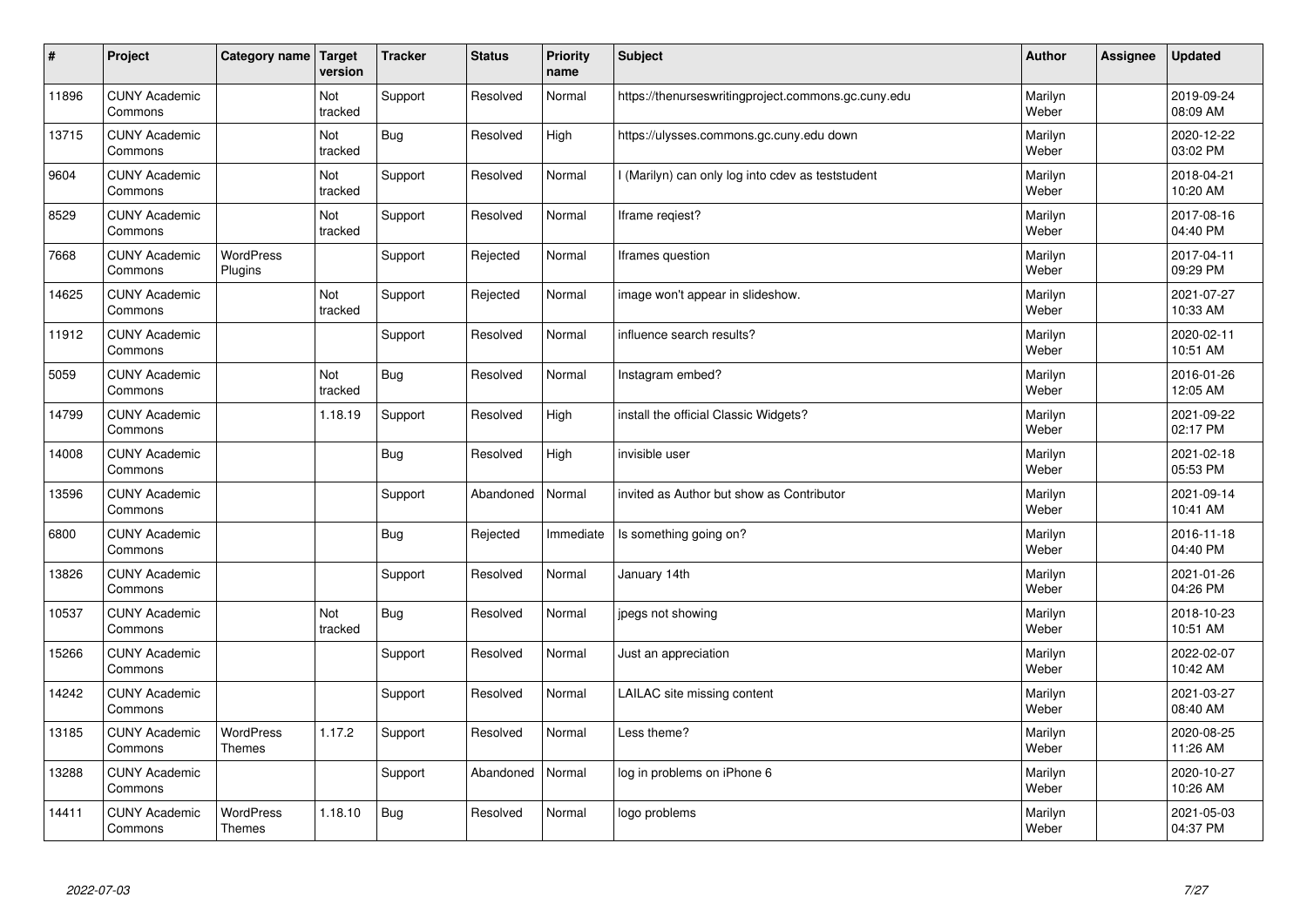| # | Project | Category name | Target version | Tracker | Status | Priority name | Subject | Author | Assignee | Updated |
|---|---|---|---|---|---|---|---|---|---|---|
| 11896 | CUNY Academic Commons | | Not tracked | Support | Resolved | Normal | https://thenurseswritingproject.commons.gc.cuny.edu | Marilyn Weber | | 2019-09-24 08:09 AM |
| 13715 | CUNY Academic Commons | | Not tracked | Bug | Resolved | High | https://ulysses.commons.gc.cuny.edu down | Marilyn Weber | | 2020-12-22 03:02 PM |
| 9604 | CUNY Academic Commons | | Not tracked | Support | Resolved | Normal | I (Marilyn) can only log into cdev as teststudent | Marilyn Weber | | 2018-04-21 10:20 AM |
| 8529 | CUNY Academic Commons | | Not tracked | Support | Resolved | Normal | Iframe reqiest? | Marilyn Weber | | 2017-08-16 04:40 PM |
| 7668 | CUNY Academic Commons | WordPress Plugins | | Support | Rejected | Normal | Iframes question | Marilyn Weber | | 2017-04-11 09:29 PM |
| 14625 | CUNY Academic Commons | | Not tracked | Support | Rejected | Normal | image won't appear in slideshow. | Marilyn Weber | | 2021-07-27 10:33 AM |
| 11912 | CUNY Academic Commons | | | Support | Resolved | Normal | influence search results? | Marilyn Weber | | 2020-02-11 10:51 AM |
| 5059 | CUNY Academic Commons | | Not tracked | Bug | Resolved | Normal | Instagram embed? | Marilyn Weber | | 2016-01-26 12:05 AM |
| 14799 | CUNY Academic Commons | | 1.18.19 | Support | Resolved | High | install the official Classic Widgets? | Marilyn Weber | | 2021-09-22 02:17 PM |
| 14008 | CUNY Academic Commons | | | Bug | Resolved | High | invisible user | Marilyn Weber | | 2021-02-18 05:53 PM |
| 13596 | CUNY Academic Commons | | | Support | Abandoned | Normal | invited as Author but show as Contributor | Marilyn Weber | | 2021-09-14 10:41 AM |
| 6800 | CUNY Academic Commons | | | Bug | Rejected | Immediate | Is something going on? | Marilyn Weber | | 2016-11-18 04:40 PM |
| 13826 | CUNY Academic Commons | | | Support | Resolved | Normal | January 14th | Marilyn Weber | | 2021-01-26 04:26 PM |
| 10537 | CUNY Academic Commons | | Not tracked | Bug | Resolved | Normal | jpegs not showing | Marilyn Weber | | 2018-10-23 10:51 AM |
| 15266 | CUNY Academic Commons | | | Support | Resolved | Normal | Just an appreciation | Marilyn Weber | | 2022-02-07 10:42 AM |
| 14242 | CUNY Academic Commons | | | Support | Resolved | Normal | LAILAC site missing content | Marilyn Weber | | 2021-03-27 08:40 AM |
| 13185 | CUNY Academic Commons | WordPress Themes | 1.17.2 | Support | Resolved | Normal | Less theme? | Marilyn Weber | | 2020-08-25 11:26 AM |
| 13288 | CUNY Academic Commons | | | Support | Abandoned | Normal | log in problems on iPhone 6 | Marilyn Weber | | 2020-10-27 10:26 AM |
| 14411 | CUNY Academic Commons | WordPress Themes | 1.18.10 | Bug | Resolved | Normal | logo problems | Marilyn Weber | | 2021-05-03 04:37 PM |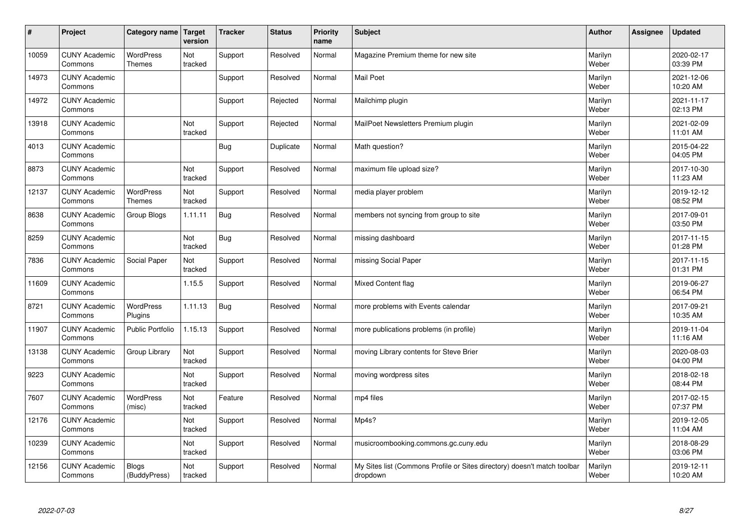| # | Project | Category name | Target version | Tracker | Status | Priority name | Subject | Author | Assignee | Updated |
|---|---|---|---|---|---|---|---|---|---|---|
| 10059 | CUNY Academic Commons | WordPress Themes | Not tracked | Support | Resolved | Normal | Magazine Premium theme for new site | Marilyn Weber | | 2020-02-17 03:39 PM |
| 14973 | CUNY Academic Commons | | | Support | Resolved | Normal | Mail Poet | Marilyn Weber | | 2021-12-06 10:20 AM |
| 14972 | CUNY Academic Commons | | | Support | Rejected | Normal | Mailchimp plugin | Marilyn Weber | | 2021-11-17 02:13 PM |
| 13918 | CUNY Academic Commons | | Not tracked | Support | Rejected | Normal | MailPoet Newsletters Premium plugin | Marilyn Weber | | 2021-02-09 11:01 AM |
| 4013 | CUNY Academic Commons | | | Bug | Duplicate | Normal | Math question? | Marilyn Weber | | 2015-04-22 04:05 PM |
| 8873 | CUNY Academic Commons | | Not tracked | Support | Resolved | Normal | maximum file upload size? | Marilyn Weber | | 2017-10-30 11:23 AM |
| 12137 | CUNY Academic Commons | WordPress Themes | Not tracked | Support | Resolved | Normal | media player problem | Marilyn Weber | | 2019-12-12 08:52 PM |
| 8638 | CUNY Academic Commons | Group Blogs | 1.11.11 | Bug | Resolved | Normal | members not syncing from group to site | Marilyn Weber | | 2017-09-01 03:50 PM |
| 8259 | CUNY Academic Commons | | Not tracked | Bug | Resolved | Normal | missing dashboard | Marilyn Weber | | 2017-11-15 01:28 PM |
| 7836 | CUNY Academic Commons | Social Paper | Not tracked | Support | Resolved | Normal | missing Social Paper | Marilyn Weber | | 2017-11-15 01:31 PM |
| 11609 | CUNY Academic Commons | | 1.15.5 | Support | Resolved | Normal | Mixed Content flag | Marilyn Weber | | 2019-06-27 06:54 PM |
| 8721 | CUNY Academic Commons | WordPress Plugins | 1.11.13 | Bug | Resolved | Normal | more problems with Events calendar | Marilyn Weber | | 2017-09-21 10:35 AM |
| 11907 | CUNY Academic Commons | Public Portfolio | 1.15.13 | Support | Resolved | Normal | more publications problems (in profile) | Marilyn Weber | | 2019-11-04 11:16 AM |
| 13138 | CUNY Academic Commons | Group Library | Not tracked | Support | Resolved | Normal | moving Library contents for Steve Brier | Marilyn Weber | | 2020-08-03 04:00 PM |
| 9223 | CUNY Academic Commons | | Not tracked | Support | Resolved | Normal | moving wordpress sites | Marilyn Weber | | 2018-02-18 08:44 PM |
| 7607 | CUNY Academic Commons | WordPress (misc) | Not tracked | Feature | Resolved | Normal | mp4 files | Marilyn Weber | | 2017-02-15 07:37 PM |
| 12176 | CUNY Academic Commons | | Not tracked | Support | Resolved | Normal | Mp4s? | Marilyn Weber | | 2019-12-05 11:04 AM |
| 10239 | CUNY Academic Commons | | Not tracked | Support | Resolved | Normal | musicroombooking.commons.gc.cuny.edu | Marilyn Weber | | 2018-08-29 03:06 PM |
| 12156 | CUNY Academic Commons | Blogs (BuddyPress) | Not tracked | Support | Resolved | Normal | My Sites list (Commons Profile or Sites directory) doesn't match toolbar dropdown | Marilyn Weber | | 2019-12-11 10:20 AM |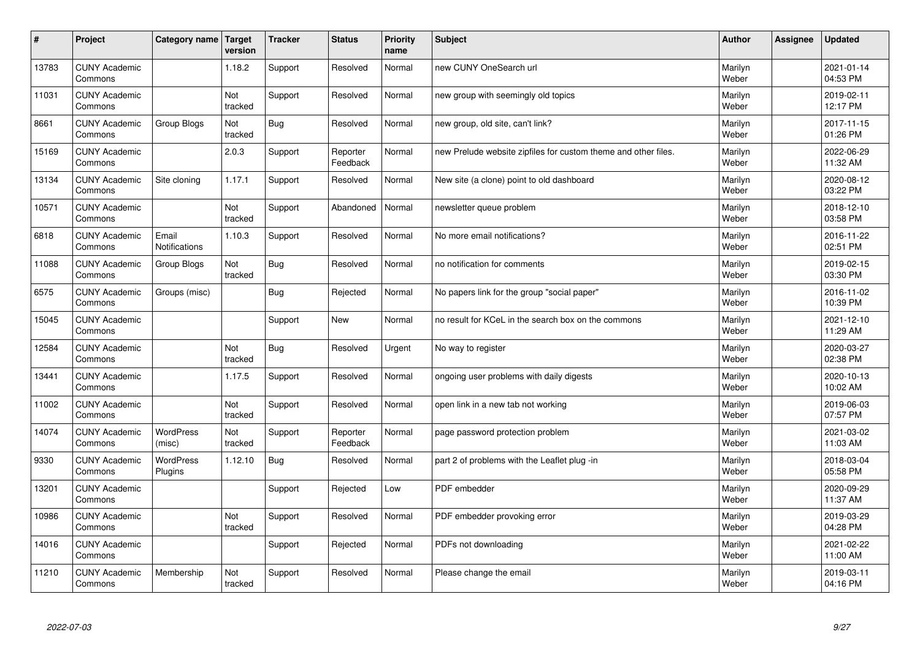| # | Project | Category name | Target version | Tracker | Status | Priority name | Subject | Author | Assignee | Updated |
|---|---|---|---|---|---|---|---|---|---|---|
| 13783 | CUNY Academic Commons | | 1.18.2 | Support | Resolved | Normal | new CUNY OneSearch url | Marilyn Weber | | 2021-01-14 04:53 PM |
| 11031 | CUNY Academic Commons | | Not tracked | Support | Resolved | Normal | new group with seemingly old topics | Marilyn Weber | | 2019-02-11 12:17 PM |
| 8661 | CUNY Academic Commons | Group Blogs | Not tracked | Bug | Resolved | Normal | new group, old site, can't link? | Marilyn Weber | | 2017-11-15 01:26 PM |
| 15169 | CUNY Academic Commons | | 2.0.3 | Support | Reporter Feedback | Normal | new Prelude website zipfiles for custom theme and other files. | Marilyn Weber | | 2022-06-29 11:32 AM |
| 13134 | CUNY Academic Commons | Site cloning | 1.17.1 | Support | Resolved | Normal | New site (a clone) point to old dashboard | Marilyn Weber | | 2020-08-12 03:22 PM |
| 10571 | CUNY Academic Commons | | Not tracked | Support | Abandoned | Normal | newsletter queue problem | Marilyn Weber | | 2018-12-10 03:58 PM |
| 6818 | CUNY Academic Commons | Email Notifications | 1.10.3 | Support | Resolved | Normal | No more email notifications? | Marilyn Weber | | 2016-11-22 02:51 PM |
| 11088 | CUNY Academic Commons | Group Blogs | Not tracked | Bug | Resolved | Normal | no notification for comments | Marilyn Weber | | 2019-02-15 03:30 PM |
| 6575 | CUNY Academic Commons | Groups (misc) | | Bug | Rejected | Normal | No papers link for the group "social paper" | Marilyn Weber | | 2016-11-02 10:39 PM |
| 15045 | CUNY Academic Commons | | | Support | New | Normal | no result for KCeL in the search box on the commons | Marilyn Weber | | 2021-12-10 11:29 AM |
| 12584 | CUNY Academic Commons | | Not tracked | Bug | Resolved | Urgent | No way to register | Marilyn Weber | | 2020-03-27 02:38 PM |
| 13441 | CUNY Academic Commons | | 1.17.5 | Support | Resolved | Normal | ongoing user problems with daily digests | Marilyn Weber | | 2020-10-13 10:02 AM |
| 11002 | CUNY Academic Commons | | Not tracked | Support | Resolved | Normal | open link in a new tab not working | Marilyn Weber | | 2019-06-03 07:57 PM |
| 14074 | CUNY Academic Commons | WordPress (misc) | Not tracked | Support | Reporter Feedback | Normal | page password protection problem | Marilyn Weber | | 2021-03-02 11:03 AM |
| 9330 | CUNY Academic Commons | WordPress Plugins | 1.12.10 | Bug | Resolved | Normal | part 2 of problems with the Leaflet plug -in | Marilyn Weber | | 2018-03-04 05:58 PM |
| 13201 | CUNY Academic Commons | | | Support | Rejected | Low | PDF embedder | Marilyn Weber | | 2020-09-29 11:37 AM |
| 10986 | CUNY Academic Commons | | Not tracked | Support | Resolved | Normal | PDF embedder provoking error | Marilyn Weber | | 2019-03-29 04:28 PM |
| 14016 | CUNY Academic Commons | | | Support | Rejected | Normal | PDFs not downloading | Marilyn Weber | | 2021-02-22 11:00 AM |
| 11210 | CUNY Academic Commons | Membership | Not tracked | Support | Resolved | Normal | Please change the email | Marilyn Weber | | 2019-03-11 04:16 PM |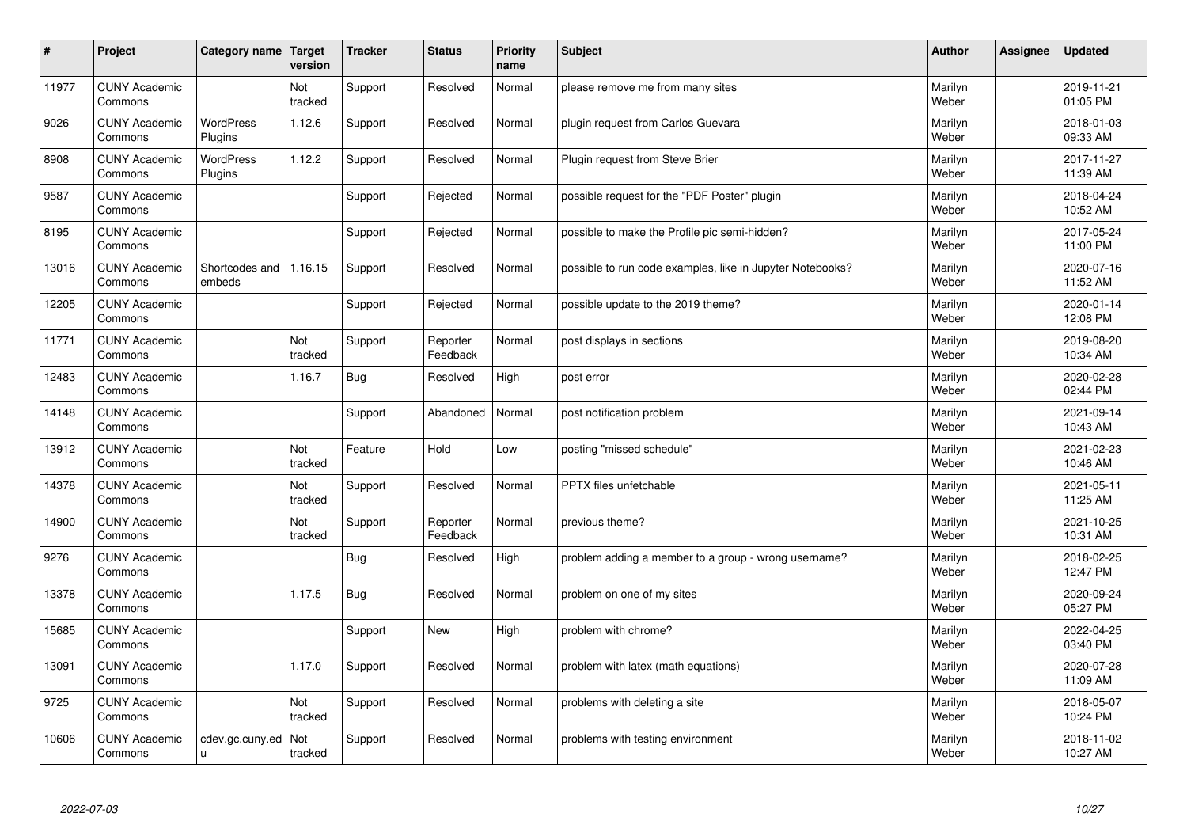| # | Project | Category name | Target version | Tracker | Status | Priority name | Subject | Author | Assignee | Updated |
|---|---|---|---|---|---|---|---|---|---|---|
| 11977 | CUNY Academic Commons | | Not tracked | Support | Resolved | Normal | please remove me from many sites | Marilyn Weber | | 2019-11-21 01:05 PM |
| 9026 | CUNY Academic Commons | WordPress Plugins | 1.12.6 | Support | Resolved | Normal | plugin request from Carlos Guevara | Marilyn Weber | | 2018-01-03 09:33 AM |
| 8908 | CUNY Academic Commons | WordPress Plugins | 1.12.2 | Support | Resolved | Normal | Plugin request from Steve Brier | Marilyn Weber | | 2017-11-27 11:39 AM |
| 9587 | CUNY Academic Commons | | | Support | Rejected | Normal | possible request for the "PDF Poster" plugin | Marilyn Weber | | 2018-04-24 10:52 AM |
| 8195 | CUNY Academic Commons | | | Support | Rejected | Normal | possible to make the Profile pic semi-hidden? | Marilyn Weber | | 2017-05-24 11:00 PM |
| 13016 | CUNY Academic Commons | Shortcodes and embeds | 1.16.15 | Support | Resolved | Normal | possible to run code examples, like in Jupyter Notebooks? | Marilyn Weber | | 2020-07-16 11:52 AM |
| 12205 | CUNY Academic Commons | | | Support | Rejected | Normal | possible update to the 2019 theme? | Marilyn Weber | | 2020-01-14 12:08 PM |
| 11771 | CUNY Academic Commons | | Not tracked | Support | Reporter Feedback | Normal | post displays in sections | Marilyn Weber | | 2019-08-20 10:34 AM |
| 12483 | CUNY Academic Commons | | 1.16.7 | Bug | Resolved | High | post error | Marilyn Weber | | 2020-02-28 02:44 PM |
| 14148 | CUNY Academic Commons | | | Support | Abandoned | Normal | post notification problem | Marilyn Weber | | 2021-09-14 10:43 AM |
| 13912 | CUNY Academic Commons | | Not tracked | Feature | Hold | Low | posting "missed schedule" | Marilyn Weber | | 2021-02-23 10:46 AM |
| 14378 | CUNY Academic Commons | | Not tracked | Support | Resolved | Normal | PPTX files unfetchable | Marilyn Weber | | 2021-05-11 11:25 AM |
| 14900 | CUNY Academic Commons | | Not tracked | Support | Reporter Feedback | Normal | previous theme? | Marilyn Weber | | 2021-10-25 10:31 AM |
| 9276 | CUNY Academic Commons | | | Bug | Resolved | High | problem adding a member to a group - wrong username? | Marilyn Weber | | 2018-02-25 12:47 PM |
| 13378 | CUNY Academic Commons | | 1.17.5 | Bug | Resolved | Normal | problem on one of my sites | Marilyn Weber | | 2020-09-24 05:27 PM |
| 15685 | CUNY Academic Commons | | | Support | New | High | problem with chrome? | Marilyn Weber | | 2022-04-25 03:40 PM |
| 13091 | CUNY Academic Commons | | 1.17.0 | Support | Resolved | Normal | problem with latex (math equations) | Marilyn Weber | | 2020-07-28 11:09 AM |
| 9725 | CUNY Academic Commons | | Not tracked | Support | Resolved | Normal | problems with deleting a site | Marilyn Weber | | 2018-05-07 10:24 PM |
| 10606 | CUNY Academic Commons | cdev.gc.cuny.edu | Not tracked | Support | Resolved | Normal | problems with testing environment | Marilyn Weber | | 2018-11-02 10:27 AM |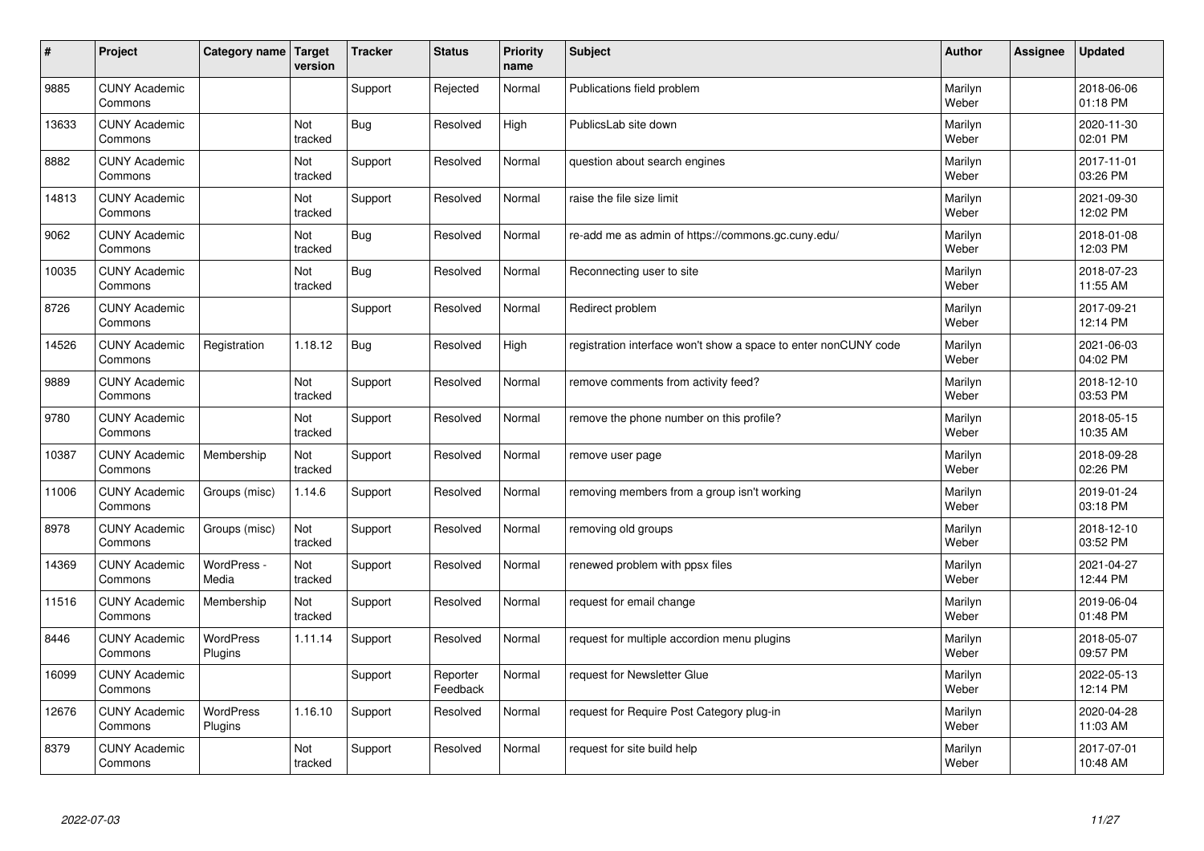| # | Project | Category name | Target version | Tracker | Status | Priority name | Subject | Author | Assignee | Updated |
|---|---|---|---|---|---|---|---|---|---|---|
| 9885 | CUNY Academic Commons | | | Support | Rejected | Normal | Publications field problem | Marilyn Weber | | 2018-06-06 01:18 PM |
| 13633 | CUNY Academic Commons | | Not tracked | Bug | Resolved | High | PublicsLab site down | Marilyn Weber | | 2020-11-30 02:01 PM |
| 8882 | CUNY Academic Commons | | Not tracked | Support | Resolved | Normal | question about search engines | Marilyn Weber | | 2017-11-01 03:26 PM |
| 14813 | CUNY Academic Commons | | Not tracked | Support | Resolved | Normal | raise the file size limit | Marilyn Weber | | 2021-09-30 12:02 PM |
| 9062 | CUNY Academic Commons | | Not tracked | Bug | Resolved | Normal | re-add me as admin of https://commons.gc.cuny.edu/ | Marilyn Weber | | 2018-01-08 12:03 PM |
| 10035 | CUNY Academic Commons | | Not tracked | Bug | Resolved | Normal | Reconnecting user to site | Marilyn Weber | | 2018-07-23 11:55 AM |
| 8726 | CUNY Academic Commons | | | Support | Resolved | Normal | Redirect problem | Marilyn Weber | | 2017-09-21 12:14 PM |
| 14526 | CUNY Academic Commons | Registration | 1.18.12 | Bug | Resolved | High | registration interface won't show a space to enter nonCUNY code | Marilyn Weber | | 2021-06-03 04:02 PM |
| 9889 | CUNY Academic Commons | | Not tracked | Support | Resolved | Normal | remove comments from activity feed? | Marilyn Weber | | 2018-12-10 03:53 PM |
| 9780 | CUNY Academic Commons | | Not tracked | Support | Resolved | Normal | remove the phone number on this profile? | Marilyn Weber | | 2018-05-15 10:35 AM |
| 10387 | CUNY Academic Commons | Membership | Not tracked | Support | Resolved | Normal | remove user page | Marilyn Weber | | 2018-09-28 02:26 PM |
| 11006 | CUNY Academic Commons | Groups (misc) | 1.14.6 | Support | Resolved | Normal | removing members from a group isn't working | Marilyn Weber | | 2019-01-24 03:18 PM |
| 8978 | CUNY Academic Commons | Groups (misc) | Not tracked | Support | Resolved | Normal | removing old groups | Marilyn Weber | | 2018-12-10 03:52 PM |
| 14369 | CUNY Academic Commons | WordPress - Media | Not tracked | Support | Resolved | Normal | renewed problem with ppsx files | Marilyn Weber | | 2021-04-27 12:44 PM |
| 11516 | CUNY Academic Commons | Membership | Not tracked | Support | Resolved | Normal | request for email change | Marilyn Weber | | 2019-06-04 01:48 PM |
| 8446 | CUNY Academic Commons | WordPress Plugins | 1.11.14 | Support | Resolved | Normal | request for multiple accordion menu plugins | Marilyn Weber | | 2018-05-07 09:57 PM |
| 16099 | CUNY Academic Commons | | | Support | Reporter Feedback | Normal | request for Newsletter Glue | Marilyn Weber | | 2022-05-13 12:14 PM |
| 12676 | CUNY Academic Commons | WordPress Plugins | 1.16.10 | Support | Resolved | Normal | request for Require Post Category plug-in | Marilyn Weber | | 2020-04-28 11:03 AM |
| 8379 | CUNY Academic Commons | | Not tracked | Support | Resolved | Normal | request for site build help | Marilyn Weber | | 2017-07-01 10:48 AM |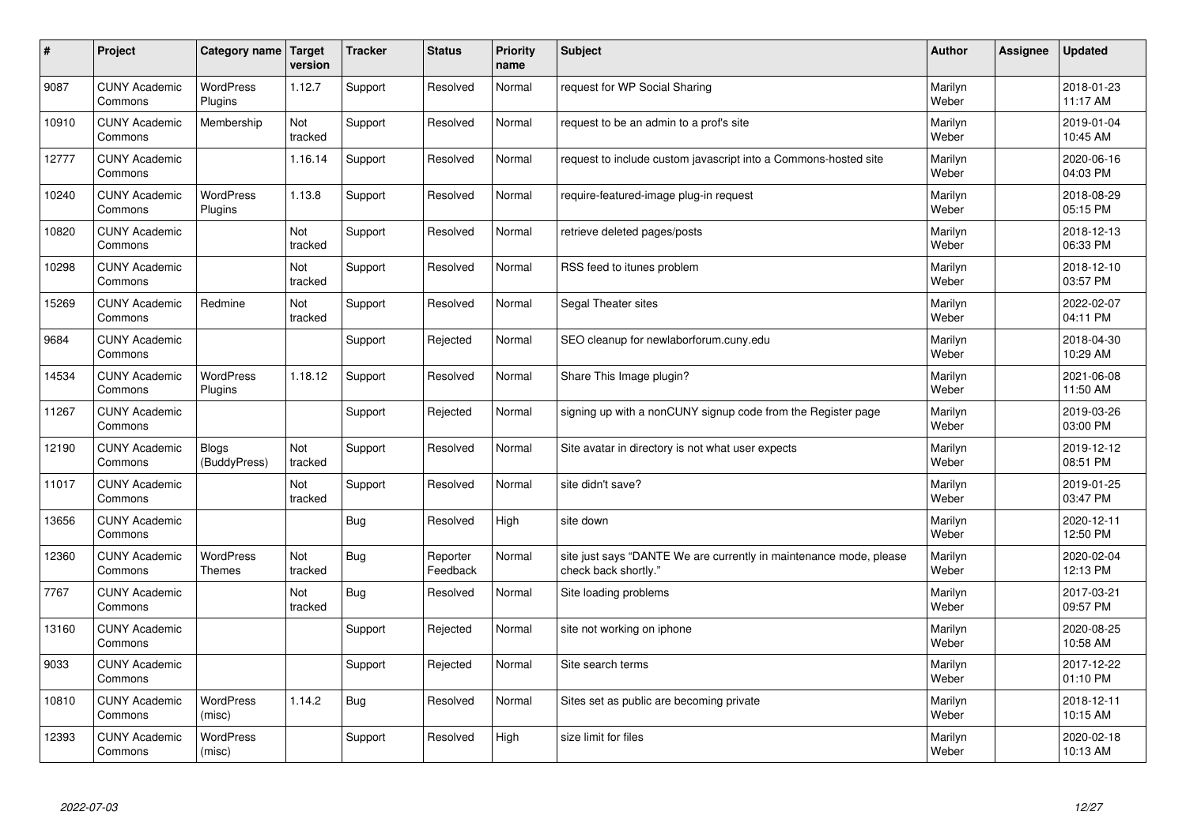| # | Project | Category name | Target version | Tracker | Status | Priority name | Subject | Author | Assignee | Updated |
|---|---|---|---|---|---|---|---|---|---|---|
| 9087 | CUNY Academic Commons | WordPress Plugins | 1.12.7 | Support | Resolved | Normal | request for WP Social Sharing | Marilyn Weber | | 2018-01-23 11:17 AM |
| 10910 | CUNY Academic Commons | Membership | Not tracked | Support | Resolved | Normal | request to be an admin to a prof's site | Marilyn Weber | | 2019-01-04 10:45 AM |
| 12777 | CUNY Academic Commons | | 1.16.14 | Support | Resolved | Normal | request to include custom javascript into a Commons-hosted site | Marilyn Weber | | 2020-06-16 04:03 PM |
| 10240 | CUNY Academic Commons | WordPress Plugins | 1.13.8 | Support | Resolved | Normal | require-featured-image plug-in request | Marilyn Weber | | 2018-08-29 05:15 PM |
| 10820 | CUNY Academic Commons | | Not tracked | Support | Resolved | Normal | retrieve deleted pages/posts | Marilyn Weber | | 2018-12-13 06:33 PM |
| 10298 | CUNY Academic Commons | | Not tracked | Support | Resolved | Normal | RSS feed to itunes problem | Marilyn Weber | | 2018-12-10 03:57 PM |
| 15269 | CUNY Academic Commons | Redmine | Not tracked | Support | Resolved | Normal | Segal Theater sites | Marilyn Weber | | 2022-02-07 04:11 PM |
| 9684 | CUNY Academic Commons | | | Support | Rejected | Normal | SEO cleanup for newlaborforum.cuny.edu | Marilyn Weber | | 2018-04-30 10:29 AM |
| 14534 | CUNY Academic Commons | WordPress Plugins | 1.18.12 | Support | Resolved | Normal | Share This Image plugin? | Marilyn Weber | | 2021-06-08 11:50 AM |
| 11267 | CUNY Academic Commons | | | Support | Rejected | Normal | signing up with a nonCUNY signup code from the Register page | Marilyn Weber | | 2019-03-26 03:00 PM |
| 12190 | CUNY Academic Commons | Blogs (BuddyPress) | Not tracked | Support | Resolved | Normal | Site avatar in directory is not what user expects | Marilyn Weber | | 2019-12-12 08:51 PM |
| 11017 | CUNY Academic Commons | | Not tracked | Support | Resolved | Normal | site didn't save? | Marilyn Weber | | 2019-01-25 03:47 PM |
| 13656 | CUNY Academic Commons | | | Bug | Resolved | High | site down | Marilyn Weber | | 2020-12-11 12:50 PM |
| 12360 | CUNY Academic Commons | WordPress Themes | Not tracked | Bug | Reporter Feedback | Normal | site just says "DANTE We are currently in maintenance mode, please check back shortly." | Marilyn Weber | | 2020-02-04 12:13 PM |
| 7767 | CUNY Academic Commons | | Not tracked | Bug | Resolved | Normal | Site loading problems | Marilyn Weber | | 2017-03-21 09:57 PM |
| 13160 | CUNY Academic Commons | | | Support | Rejected | Normal | site not working on iphone | Marilyn Weber | | 2020-08-25 10:58 AM |
| 9033 | CUNY Academic Commons | | | Support | Rejected | Normal | Site search terms | Marilyn Weber | | 2017-12-22 01:10 PM |
| 10810 | CUNY Academic Commons | WordPress (misc) | 1.14.2 | Bug | Resolved | Normal | Sites set as public are becoming private | Marilyn Weber | | 2018-12-11 10:15 AM |
| 12393 | CUNY Academic Commons | WordPress (misc) | | Support | Resolved | High | size limit for files | Marilyn Weber | | 2020-02-18 10:13 AM |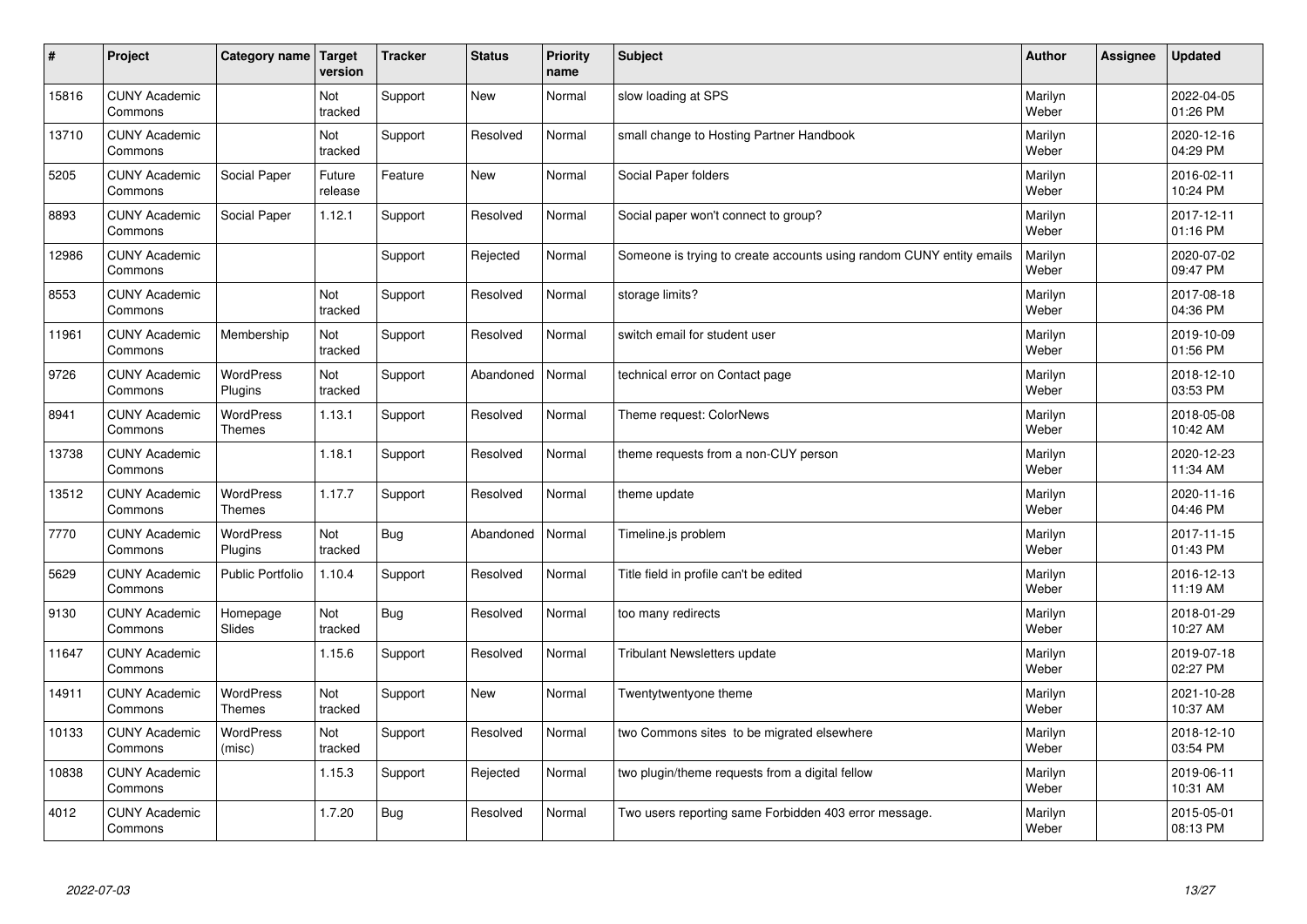| # | Project | Category name | Target version | Tracker | Status | Priority name | Subject | Author | Assignee | Updated |
|---|---|---|---|---|---|---|---|---|---|---|
| 15816 | CUNY Academic Commons | | Not tracked | Support | New | Normal | slow loading at SPS | Marilyn Weber | | 2022-04-05 01:26 PM |
| 13710 | CUNY Academic Commons | | Not tracked | Support | Resolved | Normal | small change to Hosting Partner Handbook | Marilyn Weber | | 2020-12-16 04:29 PM |
| 5205 | CUNY Academic Commons | Social Paper | Future release | Feature | New | Normal | Social Paper folders | Marilyn Weber | | 2016-02-11 10:24 PM |
| 8893 | CUNY Academic Commons | Social Paper | 1.12.1 | Support | Resolved | Normal | Social paper won't connect to group? | Marilyn Weber | | 2017-12-11 01:16 PM |
| 12986 | CUNY Academic Commons | | | Support | Rejected | Normal | Someone is trying to create accounts using random CUNY entity emails | Marilyn Weber | | 2020-07-02 09:47 PM |
| 8553 | CUNY Academic Commons | | Not tracked | Support | Resolved | Normal | storage limits? | Marilyn Weber | | 2017-08-18 04:36 PM |
| 11961 | CUNY Academic Commons | Membership | Not tracked | Support | Resolved | Normal | switch email for student user | Marilyn Weber | | 2019-10-09 01:56 PM |
| 9726 | CUNY Academic Commons | WordPress Plugins | Not tracked | Support | Abandoned | Normal | technical error on Contact page | Marilyn Weber | | 2018-12-10 03:53 PM |
| 8941 | CUNY Academic Commons | WordPress Themes | 1.13.1 | Support | Resolved | Normal | Theme request: ColorNews | Marilyn Weber | | 2018-05-08 10:42 AM |
| 13738 | CUNY Academic Commons | | 1.18.1 | Support | Resolved | Normal | theme requests from a non-CUY person | Marilyn Weber | | 2020-12-23 11:34 AM |
| 13512 | CUNY Academic Commons | WordPress Themes | 1.17.7 | Support | Resolved | Normal | theme update | Marilyn Weber | | 2020-11-16 04:46 PM |
| 7770 | CUNY Academic Commons | WordPress Plugins | Not tracked | Bug | Abandoned | Normal | Timeline.js problem | Marilyn Weber | | 2017-11-15 01:43 PM |
| 5629 | CUNY Academic Commons | Public Portfolio | 1.10.4 | Support | Resolved | Normal | Title field in profile can't be edited | Marilyn Weber | | 2016-12-13 11:19 AM |
| 9130 | CUNY Academic Commons | Homepage Slides | Not tracked | Bug | Resolved | Normal | too many redirects | Marilyn Weber | | 2018-01-29 10:27 AM |
| 11647 | CUNY Academic Commons | | 1.15.6 | Support | Resolved | Normal | Tribulant Newsletters update | Marilyn Weber | | 2019-07-18 02:27 PM |
| 14911 | CUNY Academic Commons | WordPress Themes | Not tracked | Support | New | Normal | Twentytwentyone theme | Marilyn Weber | | 2021-10-28 10:37 AM |
| 10133 | CUNY Academic Commons | WordPress (misc) | Not tracked | Support | Resolved | Normal | two Commons sites to be migrated elsewhere | Marilyn Weber | | 2018-12-10 03:54 PM |
| 10838 | CUNY Academic Commons | | 1.15.3 | Support | Rejected | Normal | two plugin/theme requests from a digital fellow | Marilyn Weber | | 2019-06-11 10:31 AM |
| 4012 | CUNY Academic Commons | | 1.7.20 | Bug | Resolved | Normal | Two users reporting same Forbidden 403 error message. | Marilyn Weber | | 2015-05-01 08:13 PM |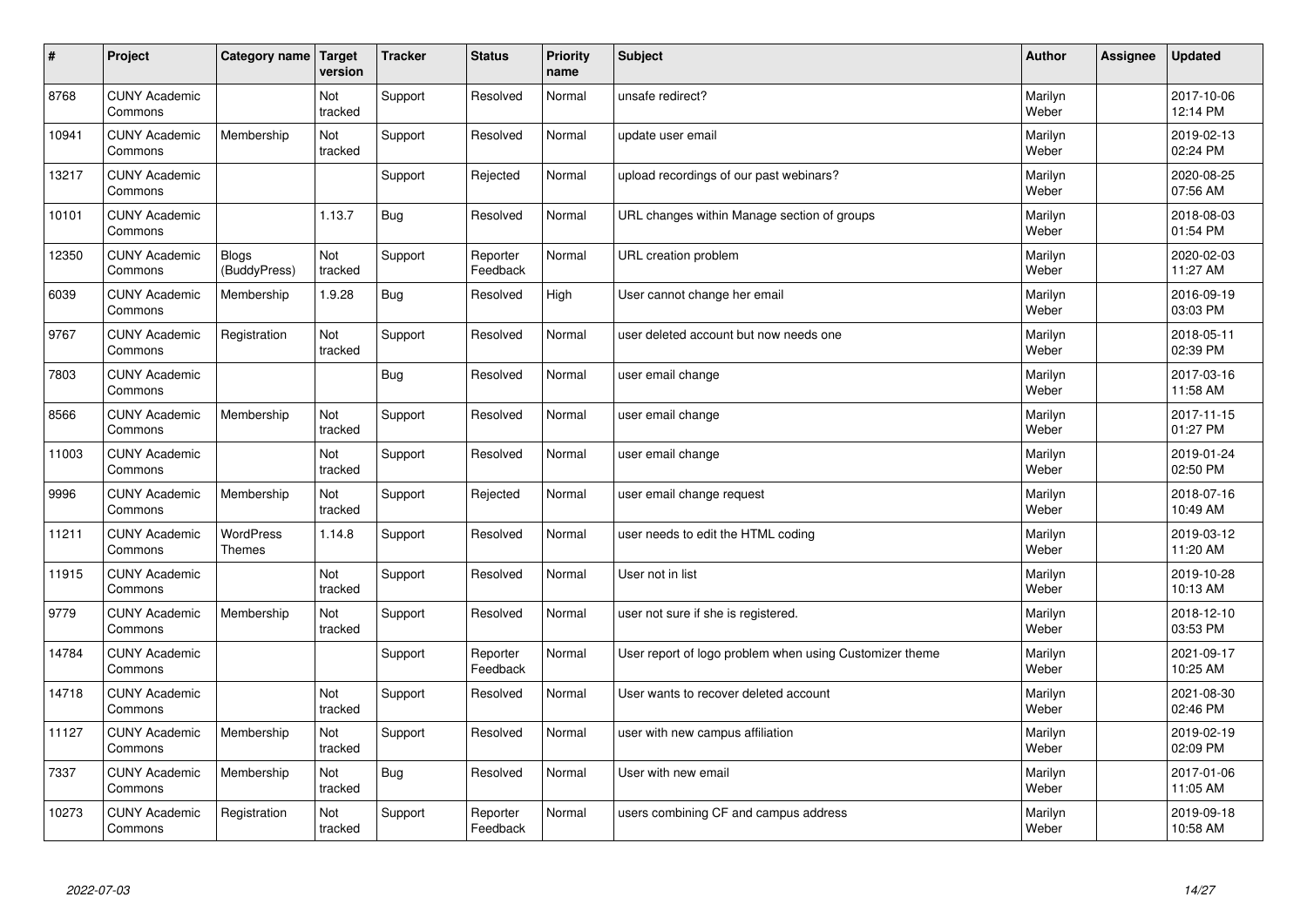| # | Project | Category name | Target version | Tracker | Status | Priority name | Subject | Author | Assignee | Updated |
|---|---|---|---|---|---|---|---|---|---|---|
| 8768 | CUNY Academic Commons | | Not tracked | Support | Resolved | Normal | unsafe redirect? | Marilyn Weber | | 2017-10-06 12:14 PM |
| 10941 | CUNY Academic Commons | Membership | Not tracked | Support | Resolved | Normal | update user email | Marilyn Weber | | 2019-02-13 02:24 PM |
| 13217 | CUNY Academic Commons | | | Support | Rejected | Normal | upload recordings of our past webinars? | Marilyn Weber | | 2020-08-25 07:56 AM |
| 10101 | CUNY Academic Commons | | 1.13.7 | Bug | Resolved | Normal | URL changes within Manage section of groups | Marilyn Weber | | 2018-08-03 01:54 PM |
| 12350 | CUNY Academic Commons | Blogs (BuddyPress) | Not tracked | Support | Reporter Feedback | Normal | URL creation problem | Marilyn Weber | | 2020-02-03 11:27 AM |
| 6039 | CUNY Academic Commons | Membership | 1.9.28 | Bug | Resolved | High | User cannot change her email | Marilyn Weber | | 2016-09-19 03:03 PM |
| 9767 | CUNY Academic Commons | Registration | Not tracked | Support | Resolved | Normal | user deleted account but now needs one | Marilyn Weber | | 2018-05-11 02:39 PM |
| 7803 | CUNY Academic Commons | | | Bug | Resolved | Normal | user email change | Marilyn Weber | | 2017-03-16 11:58 AM |
| 8566 | CUNY Academic Commons | Membership | Not tracked | Support | Resolved | Normal | user email change | Marilyn Weber | | 2017-11-15 01:27 PM |
| 11003 | CUNY Academic Commons | | Not tracked | Support | Resolved | Normal | user email change | Marilyn Weber | | 2019-01-24 02:50 PM |
| 9996 | CUNY Academic Commons | Membership | Not tracked | Support | Rejected | Normal | user email change request | Marilyn Weber | | 2018-07-16 10:49 AM |
| 11211 | CUNY Academic Commons | WordPress Themes | 1.14.8 | Support | Resolved | Normal | user needs to edit the HTML coding | Marilyn Weber | | 2019-03-12 11:20 AM |
| 11915 | CUNY Academic Commons | | Not tracked | Support | Resolved | Normal | User not in list | Marilyn Weber | | 2019-10-28 10:13 AM |
| 9779 | CUNY Academic Commons | Membership | Not tracked | Support | Resolved | Normal | user not sure if she is registered. | Marilyn Weber | | 2018-12-10 03:53 PM |
| 14784 | CUNY Academic Commons | | | Support | Reporter Feedback | Normal | User report of logo problem when using Customizer theme | Marilyn Weber | | 2021-09-17 10:25 AM |
| 14718 | CUNY Academic Commons | | Not tracked | Support | Resolved | Normal | User wants to recover deleted account | Marilyn Weber | | 2021-08-30 02:46 PM |
| 11127 | CUNY Academic Commons | Membership | Not tracked | Support | Resolved | Normal | user with new campus affiliation | Marilyn Weber | | 2019-02-19 02:09 PM |
| 7337 | CUNY Academic Commons | Membership | Not tracked | Bug | Resolved | Normal | User with new email | Marilyn Weber | | 2017-01-06 11:05 AM |
| 10273 | CUNY Academic Commons | Registration | Not tracked | Support | Reporter Feedback | Normal | users combining CF and campus address | Marilyn Weber | | 2019-09-18 10:58 AM |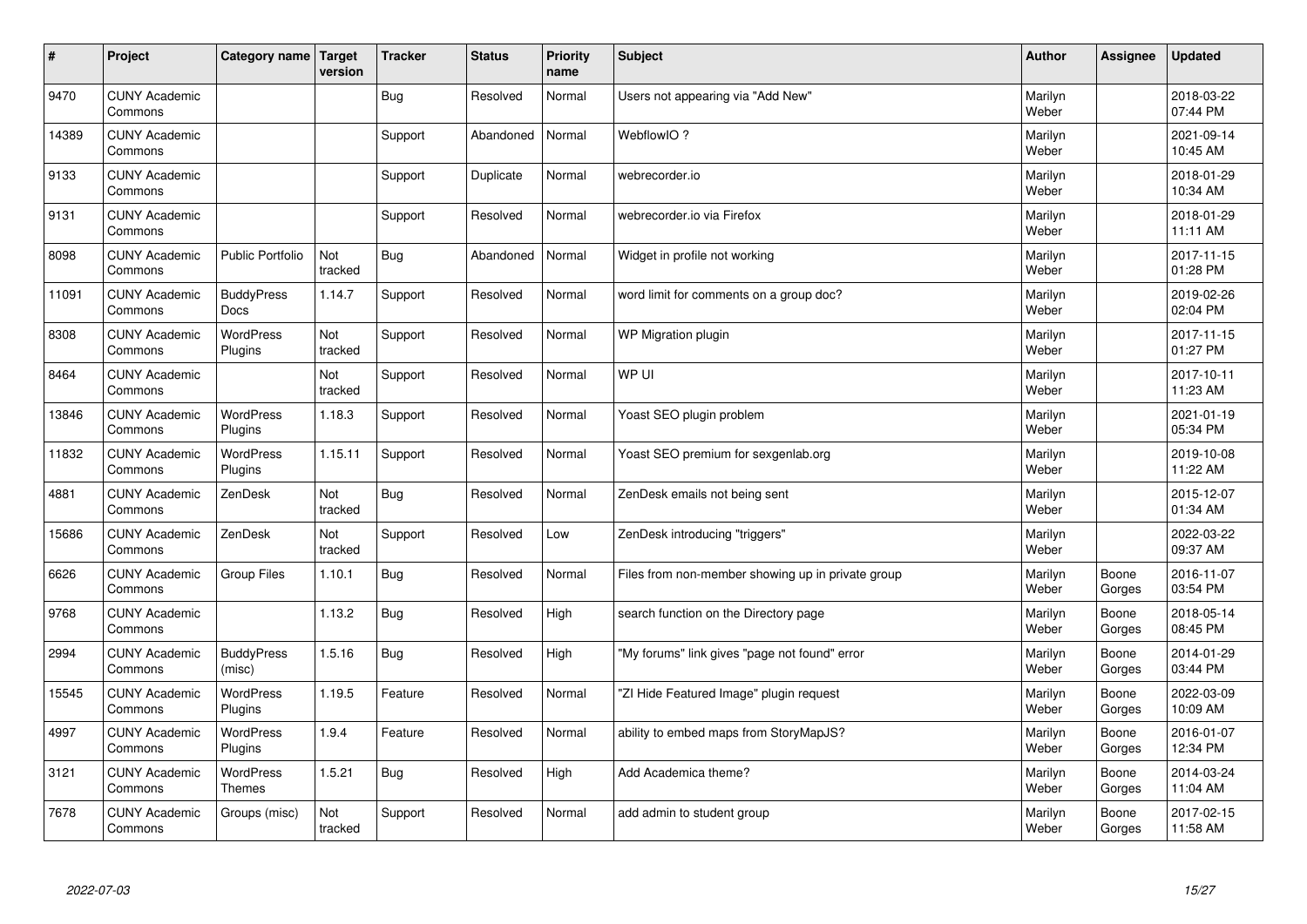| # | Project | Category name | Target version | Tracker | Status | Priority name | Subject | Author | Assignee | Updated |
|---|---|---|---|---|---|---|---|---|---|---|
| 9470 | CUNY Academic Commons | | | Bug | Resolved | Normal | Users not appearing via "Add New" | Marilyn Weber | | 2018-03-22 07:44 PM |
| 14389 | CUNY Academic Commons | | | Support | Abandoned | Normal | WebflowIO ? | Marilyn Weber | | 2021-09-14 10:45 AM |
| 9133 | CUNY Academic Commons | | | Support | Duplicate | Normal | webrecorder.io | Marilyn Weber | | 2018-01-29 10:34 AM |
| 9131 | CUNY Academic Commons | | | Support | Resolved | Normal | webrecorder.io via Firefox | Marilyn Weber | | 2018-01-29 11:11 AM |
| 8098 | CUNY Academic Commons | Public Portfolio | Not tracked | Bug | Abandoned | Normal | Widget in profile not working | Marilyn Weber | | 2017-11-15 01:28 PM |
| 11091 | CUNY Academic Commons | BuddyPress Docs | 1.14.7 | Support | Resolved | Normal | word limit for comments on a group doc? | Marilyn Weber | | 2019-02-26 02:04 PM |
| 8308 | CUNY Academic Commons | WordPress Plugins | Not tracked | Support | Resolved | Normal | WP Migration plugin | Marilyn Weber | | 2017-11-15 01:27 PM |
| 8464 | CUNY Academic Commons | | Not tracked | Support | Resolved | Normal | WP UI | Marilyn Weber | | 2017-10-11 11:23 AM |
| 13846 | CUNY Academic Commons | WordPress Plugins | 1.18.3 | Support | Resolved | Normal | Yoast SEO plugin problem | Marilyn Weber | | 2021-01-19 05:34 PM |
| 11832 | CUNY Academic Commons | WordPress Plugins | 1.15.11 | Support | Resolved | Normal | Yoast SEO premium for sexgenlab.org | Marilyn Weber | | 2019-10-08 11:22 AM |
| 4881 | CUNY Academic Commons | ZenDesk | Not tracked | Bug | Resolved | Normal | ZenDesk emails not being sent | Marilyn Weber | | 2015-12-07 01:34 AM |
| 15686 | CUNY Academic Commons | ZenDesk | Not tracked | Support | Resolved | Low | ZenDesk introducing "triggers" | Marilyn Weber | | 2022-03-22 09:37 AM |
| 6626 | CUNY Academic Commons | Group Files | 1.10.1 | Bug | Resolved | Normal | Files from non-member showing up in private group | Marilyn Weber | Boone Gorges | 2016-11-07 03:54 PM |
| 9768 | CUNY Academic Commons | | 1.13.2 | Bug | Resolved | High | search function on the Directory page | Marilyn Weber | Boone Gorges | 2018-05-14 08:45 PM |
| 2994 | CUNY Academic Commons | BuddyPress (misc) | 1.5.16 | Bug | Resolved | High | "My forums" link gives "page not found" error | Marilyn Weber | Boone Gorges | 2014-01-29 03:44 PM |
| 15545 | CUNY Academic Commons | WordPress Plugins | 1.19.5 | Feature | Resolved | Normal | "ZI Hide Featured Image" plugin request | Marilyn Weber | Boone Gorges | 2022-03-09 10:09 AM |
| 4997 | CUNY Academic Commons | WordPress Plugins | 1.9.4 | Feature | Resolved | Normal | ability to embed maps from StoryMapJS? | Marilyn Weber | Boone Gorges | 2016-01-07 12:34 PM |
| 3121 | CUNY Academic Commons | WordPress Themes | 1.5.21 | Bug | Resolved | High | Add Academica theme? | Marilyn Weber | Boone Gorges | 2014-03-24 11:04 AM |
| 7678 | CUNY Academic Commons | Groups (misc) | Not tracked | Support | Resolved | Normal | add admin to student group | Marilyn Weber | Boone Gorges | 2017-02-15 11:58 AM |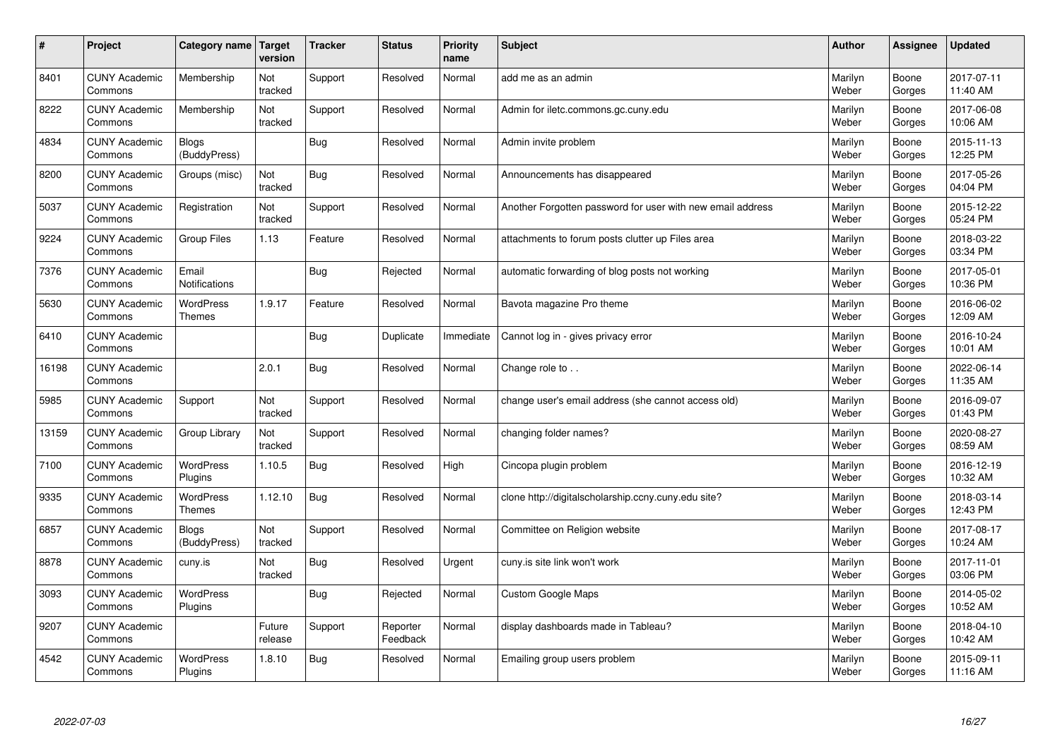| # | Project | Category name | Target version | Tracker | Status | Priority name | Subject | Author | Assignee | Updated |
|---|---|---|---|---|---|---|---|---|---|---|
| 8401 | CUNY Academic Commons | Membership | Not tracked | Support | Resolved | Normal | add me as an admin | Marilyn Weber | Boone Gorges | 2017-07-11 11:40 AM |
| 8222 | CUNY Academic Commons | Membership | Not tracked | Support | Resolved | Normal | Admin for iletc.commons.gc.cuny.edu | Marilyn Weber | Boone Gorges | 2017-06-08 10:06 AM |
| 4834 | CUNY Academic Commons | Blogs (BuddyPress) | | Bug | Resolved | Normal | Admin invite problem | Marilyn Weber | Boone Gorges | 2015-11-13 12:25 PM |
| 8200 | CUNY Academic Commons | Groups (misc) | Not tracked | Bug | Resolved | Normal | Announcements has disappeared | Marilyn Weber | Boone Gorges | 2017-05-26 04:04 PM |
| 5037 | CUNY Academic Commons | Registration | Not tracked | Support | Resolved | Normal | Another Forgotten password for user with new email address | Marilyn Weber | Boone Gorges | 2015-12-22 05:24 PM |
| 9224 | CUNY Academic Commons | Group Files | 1.13 | Feature | Resolved | Normal | attachments to forum posts clutter up Files area | Marilyn Weber | Boone Gorges | 2018-03-22 03:34 PM |
| 7376 | CUNY Academic Commons | Email Notifications | | Bug | Rejected | Normal | automatic forwarding of blog posts not working | Marilyn Weber | Boone Gorges | 2017-05-01 10:36 PM |
| 5630 | CUNY Academic Commons | WordPress Themes | 1.9.17 | Feature | Resolved | Normal | Bavota magazine Pro theme | Marilyn Weber | Boone Gorges | 2016-06-02 12:09 AM |
| 6410 | CUNY Academic Commons | | | Bug | Duplicate | Immediate | Cannot log in - gives privacy error | Marilyn Weber | Boone Gorges | 2016-10-24 10:01 AM |
| 16198 | CUNY Academic Commons | | 2.0.1 | Bug | Resolved | Normal | Change role to . . | Marilyn Weber | Boone Gorges | 2022-06-14 11:35 AM |
| 5985 | CUNY Academic Commons | Support | Not tracked | Support | Resolved | Normal | change user's email address (she cannot access old) | Marilyn Weber | Boone Gorges | 2016-09-07 01:43 PM |
| 13159 | CUNY Academic Commons | Group Library | Not tracked | Support | Resolved | Normal | changing folder names? | Marilyn Weber | Boone Gorges | 2020-08-27 08:59 AM |
| 7100 | CUNY Academic Commons | WordPress Plugins | 1.10.5 | Bug | Resolved | High | Cincopa plugin problem | Marilyn Weber | Boone Gorges | 2016-12-19 10:32 AM |
| 9335 | CUNY Academic Commons | WordPress Themes | 1.12.10 | Bug | Resolved | Normal | clone http://digitalscholarship.ccny.cuny.edu site? | Marilyn Weber | Boone Gorges | 2018-03-14 12:43 PM |
| 6857 | CUNY Academic Commons | Blogs (BuddyPress) | Not tracked | Support | Resolved | Normal | Committee on Religion website | Marilyn Weber | Boone Gorges | 2017-08-17 10:24 AM |
| 8878 | CUNY Academic Commons | cuny.is | Not tracked | Bug | Resolved | Urgent | cuny.is site link won't work | Marilyn Weber | Boone Gorges | 2017-11-01 03:06 PM |
| 3093 | CUNY Academic Commons | WordPress Plugins | | Bug | Rejected | Normal | Custom Google Maps | Marilyn Weber | Boone Gorges | 2014-05-02 10:52 AM |
| 9207 | CUNY Academic Commons | | Future release | Support | Reporter Feedback | Normal | display dashboards made in Tableau? | Marilyn Weber | Boone Gorges | 2018-04-10 10:42 AM |
| 4542 | CUNY Academic Commons | WordPress Plugins | 1.8.10 | Bug | Resolved | Normal | Emailing group users problem | Marilyn Weber | Boone Gorges | 2015-09-11 11:16 AM |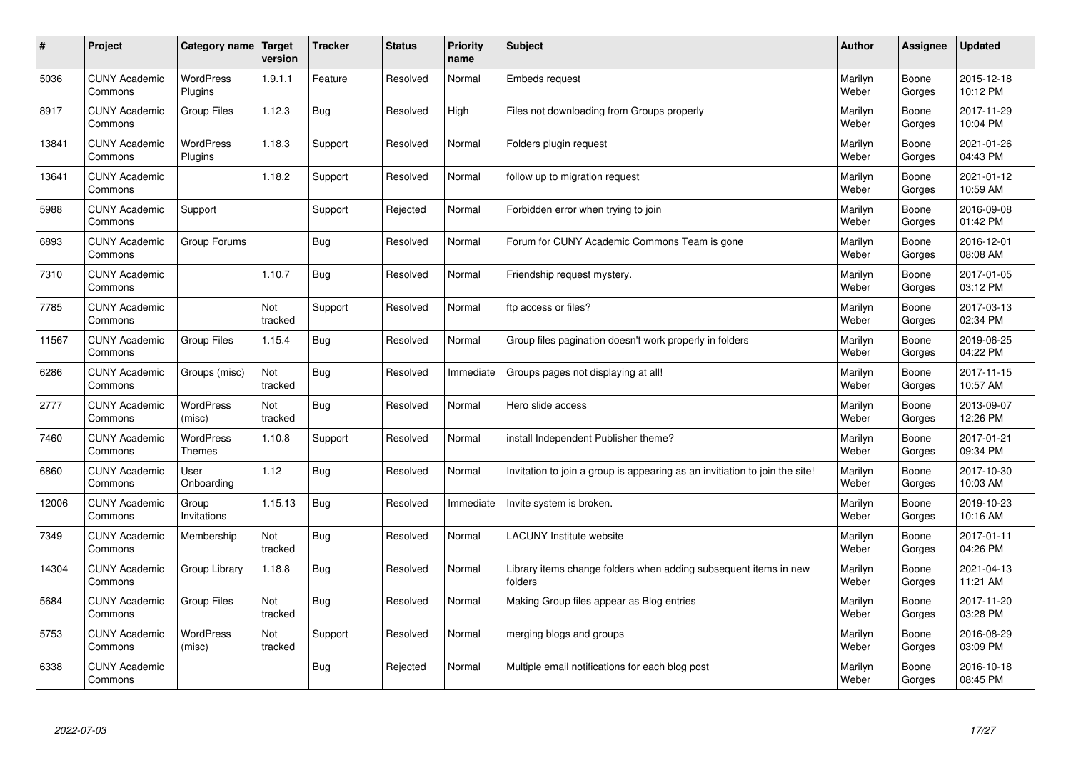| # | Project | Category name | Target version | Tracker | Status | Priority name | Subject | Author | Assignee | Updated |
|---|---|---|---|---|---|---|---|---|---|---|
| 5036 | CUNY Academic Commons | WordPress Plugins | 1.9.1.1 | Feature | Resolved | Normal | Embeds request | Marilyn Weber | Boone Gorges | 2015-12-18 10:12 PM |
| 8917 | CUNY Academic Commons | Group Files | 1.12.3 | Bug | Resolved | High | Files not downloading from Groups properly | Marilyn Weber | Boone Gorges | 2017-11-29 10:04 PM |
| 13841 | CUNY Academic Commons | WordPress Plugins | 1.18.3 | Support | Resolved | Normal | Folders plugin request | Marilyn Weber | Boone Gorges | 2021-01-26 04:43 PM |
| 13641 | CUNY Academic Commons | | 1.18.2 | Support | Resolved | Normal | follow up to migration request | Marilyn Weber | Boone Gorges | 2021-01-12 10:59 AM |
| 5988 | CUNY Academic Commons | Support | | Support | Rejected | Normal | Forbidden error when trying to join | Marilyn Weber | Boone Gorges | 2016-09-08 01:42 PM |
| 6893 | CUNY Academic Commons | Group Forums | | Bug | Resolved | Normal | Forum for CUNY Academic Commons Team is gone | Marilyn Weber | Boone Gorges | 2016-12-01 08:08 AM |
| 7310 | CUNY Academic Commons | | 1.10.7 | Bug | Resolved | Normal | Friendship request mystery. | Marilyn Weber | Boone Gorges | 2017-01-05 03:12 PM |
| 7785 | CUNY Academic Commons | | Not tracked | Support | Resolved | Normal | ftp access or files? | Marilyn Weber | Boone Gorges | 2017-03-13 02:34 PM |
| 11567 | CUNY Academic Commons | Group Files | 1.15.4 | Bug | Resolved | Normal | Group files pagination doesn't work properly in folders | Marilyn Weber | Boone Gorges | 2019-06-25 04:22 PM |
| 6286 | CUNY Academic Commons | Groups (misc) | Not tracked | Bug | Resolved | Immediate | Groups pages not displaying at all! | Marilyn Weber | Boone Gorges | 2017-11-15 10:57 AM |
| 2777 | CUNY Academic Commons | WordPress (misc) | Not tracked | Bug | Resolved | Normal | Hero slide access | Marilyn Weber | Boone Gorges | 2013-09-07 12:26 PM |
| 7460 | CUNY Academic Commons | WordPress Themes | 1.10.8 | Support | Resolved | Normal | install Independent Publisher theme? | Marilyn Weber | Boone Gorges | 2017-01-21 09:34 PM |
| 6860 | CUNY Academic Commons | User Onboarding | 1.12 | Bug | Resolved | Normal | Invitation to join a group is appearing as an invitiation to join the site! | Marilyn Weber | Boone Gorges | 2017-10-30 10:03 AM |
| 12006 | CUNY Academic Commons | Group Invitations | 1.15.13 | Bug | Resolved | Immediate | Invite system is broken. | Marilyn Weber | Boone Gorges | 2019-10-23 10:16 AM |
| 7349 | CUNY Academic Commons | Membership | Not tracked | Bug | Resolved | Normal | LACUNY Institute website | Marilyn Weber | Boone Gorges | 2017-01-11 04:26 PM |
| 14304 | CUNY Academic Commons | Group Library | 1.18.8 | Bug | Resolved | Normal | Library items change folders when adding subsequent items in new folders | Marilyn Weber | Boone Gorges | 2021-04-13 11:21 AM |
| 5684 | CUNY Academic Commons | Group Files | Not tracked | Bug | Resolved | Normal | Making Group files appear as Blog entries | Marilyn Weber | Boone Gorges | 2017-11-20 03:28 PM |
| 5753 | CUNY Academic Commons | WordPress (misc) | Not tracked | Support | Resolved | Normal | merging blogs and groups | Marilyn Weber | Boone Gorges | 2016-08-29 03:09 PM |
| 6338 | CUNY Academic Commons | | | Bug | Rejected | Normal | Multiple email notifications for each blog post | Marilyn Weber | Boone Gorges | 2016-10-18 08:45 PM |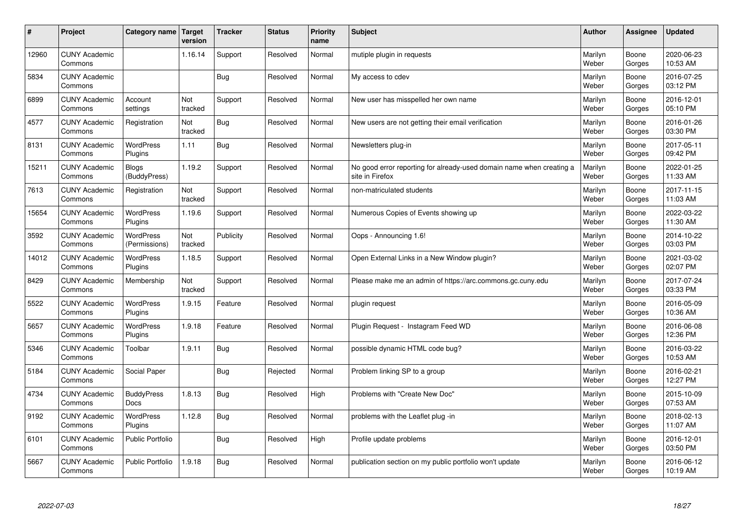| # | Project | Category name | Target version | Tracker | Status | Priority name | Subject | Author | Assignee | Updated |
|---|---|---|---|---|---|---|---|---|---|---|
| 12960 | CUNY Academic Commons | | 1.16.14 | Support | Resolved | Normal | mutiple plugin in requests | Marilyn Weber | Boone Gorges | 2020-06-23 10:53 AM |
| 5834 | CUNY Academic Commons | | | Bug | Resolved | Normal | My access to cdev | Marilyn Weber | Boone Gorges | 2016-07-25 03:12 PM |
| 6899 | CUNY Academic Commons | Account settings | Not tracked | Support | Resolved | Normal | New user has misspelled her own name | Marilyn Weber | Boone Gorges | 2016-12-01 05:10 PM |
| 4577 | CUNY Academic Commons | Registration | Not tracked | Bug | Resolved | Normal | New users are not getting their email verification | Marilyn Weber | Boone Gorges | 2016-01-26 03:30 PM |
| 8131 | CUNY Academic Commons | WordPress Plugins | 1.11 | Bug | Resolved | Normal | Newsletters plug-in | Marilyn Weber | Boone Gorges | 2017-05-11 09:42 PM |
| 15211 | CUNY Academic Commons | Blogs (BuddyPress) | 1.19.2 | Support | Resolved | Normal | No good error reporting for already-used domain name when creating a site in Firefox | Marilyn Weber | Boone Gorges | 2022-01-25 11:33 AM |
| 7613 | CUNY Academic Commons | Registration | Not tracked | Support | Resolved | Normal | non-matriculated students | Marilyn Weber | Boone Gorges | 2017-11-15 11:03 AM |
| 15654 | CUNY Academic Commons | WordPress Plugins | 1.19.6 | Support | Resolved | Normal | Numerous Copies of Events showing up | Marilyn Weber | Boone Gorges | 2022-03-22 11:30 AM |
| 3592 | CUNY Academic Commons | WordPress (Permissions) | Not tracked | Publicity | Resolved | Normal | Oops - Announcing 1.6! | Marilyn Weber | Boone Gorges | 2014-10-22 03:03 PM |
| 14012 | CUNY Academic Commons | WordPress Plugins | 1.18.5 | Support | Resolved | Normal | Open External Links in a New Window plugin? | Marilyn Weber | Boone Gorges | 2021-03-02 02:07 PM |
| 8429 | CUNY Academic Commons | Membership | Not tracked | Support | Resolved | Normal | Please make me an admin of https://arc.commons.gc.cuny.edu | Marilyn Weber | Boone Gorges | 2017-07-24 03:33 PM |
| 5522 | CUNY Academic Commons | WordPress Plugins | 1.9.15 | Feature | Resolved | Normal | plugin request | Marilyn Weber | Boone Gorges | 2016-05-09 10:36 AM |
| 5657 | CUNY Academic Commons | WordPress Plugins | 1.9.18 | Feature | Resolved | Normal | Plugin Request - Instagram Feed WD | Marilyn Weber | Boone Gorges | 2016-06-08 12:36 PM |
| 5346 | CUNY Academic Commons | Toolbar | 1.9.11 | Bug | Resolved | Normal | possible dynamic HTML code bug? | Marilyn Weber | Boone Gorges | 2016-03-22 10:53 AM |
| 5184 | CUNY Academic Commons | Social Paper | | Bug | Rejected | Normal | Problem linking SP to a group | Marilyn Weber | Boone Gorges | 2016-02-21 12:27 PM |
| 4734 | CUNY Academic Commons | BuddyPress Docs | 1.8.13 | Bug | Resolved | High | Problems with "Create New Doc" | Marilyn Weber | Boone Gorges | 2015-10-09 07:53 AM |
| 9192 | CUNY Academic Commons | WordPress Plugins | 1.12.8 | Bug | Resolved | Normal | problems with the Leaflet plug -in | Marilyn Weber | Boone Gorges | 2018-02-13 11:07 AM |
| 6101 | CUNY Academic Commons | Public Portfolio | | Bug | Resolved | High | Profile update problems | Marilyn Weber | Boone Gorges | 2016-12-01 03:50 PM |
| 5667 | CUNY Academic Commons | Public Portfolio | 1.9.18 | Bug | Resolved | Normal | publication section on my public portfolio won't update | Marilyn Weber | Boone Gorges | 2016-06-12 10:19 AM |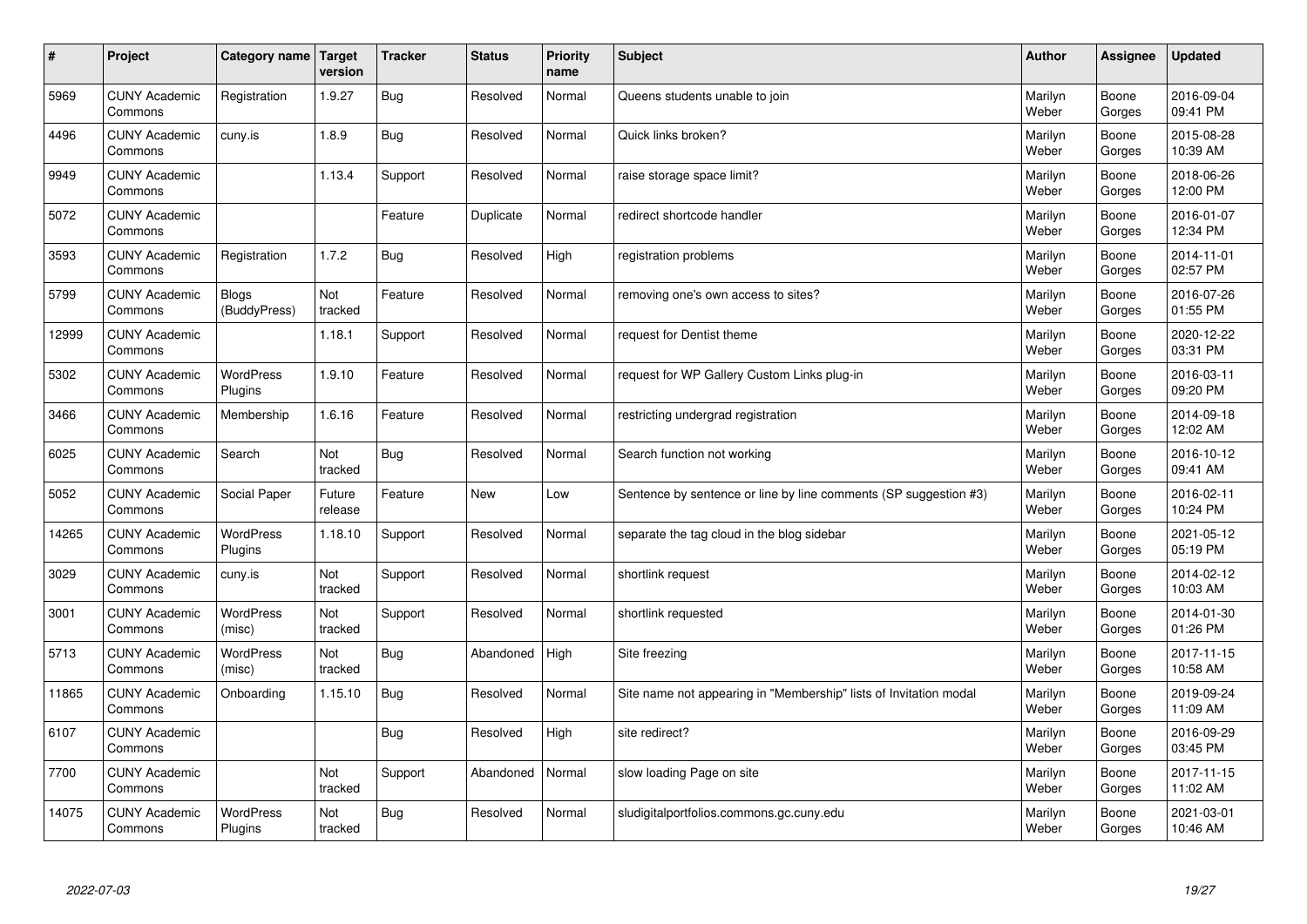| # | Project | Category name | Target version | Tracker | Status | Priority name | Subject | Author | Assignee | Updated |
|---|---|---|---|---|---|---|---|---|---|---|
| 5969 | CUNY Academic Commons | Registration | 1.9.27 | Bug | Resolved | Normal | Queens students unable to join | Marilyn Weber | Boone Gorges | 2016-09-04 09:41 PM |
| 4496 | CUNY Academic Commons | cuny.is | 1.8.9 | Bug | Resolved | Normal | Quick links broken? | Marilyn Weber | Boone Gorges | 2015-08-28 10:39 AM |
| 9949 | CUNY Academic Commons | | 1.13.4 | Support | Resolved | Normal | raise storage space limit? | Marilyn Weber | Boone Gorges | 2018-06-26 12:00 PM |
| 5072 | CUNY Academic Commons | | | Feature | Duplicate | Normal | redirect shortcode handler | Marilyn Weber | Boone Gorges | 2016-01-07 12:34 PM |
| 3593 | CUNY Academic Commons | Registration | 1.7.2 | Bug | Resolved | High | registration problems | Marilyn Weber | Boone Gorges | 2014-11-01 02:57 PM |
| 5799 | CUNY Academic Commons | Blogs (BuddyPress) | Not tracked | Feature | Resolved | Normal | removing one's own access to sites? | Marilyn Weber | Boone Gorges | 2016-07-26 01:55 PM |
| 12999 | CUNY Academic Commons | | 1.18.1 | Support | Resolved | Normal | request for Dentist theme | Marilyn Weber | Boone Gorges | 2020-12-22 03:31 PM |
| 5302 | CUNY Academic Commons | WordPress Plugins | 1.9.10 | Feature | Resolved | Normal | request for WP Gallery Custom Links plug-in | Marilyn Weber | Boone Gorges | 2016-03-11 09:20 PM |
| 3466 | CUNY Academic Commons | Membership | 1.6.16 | Feature | Resolved | Normal | restricting undergrad registration | Marilyn Weber | Boone Gorges | 2014-09-18 12:02 AM |
| 6025 | CUNY Academic Commons | Search | Not tracked | Bug | Resolved | Normal | Search function not working | Marilyn Weber | Boone Gorges | 2016-10-12 09:41 AM |
| 5052 | CUNY Academic Commons | Social Paper | Future release | Feature | New | Low | Sentence by sentence or line by line comments (SP suggestion #3) | Marilyn Weber | Boone Gorges | 2016-02-11 10:24 PM |
| 14265 | CUNY Academic Commons | WordPress Plugins | 1.18.10 | Support | Resolved | Normal | separate the tag cloud in the blog sidebar | Marilyn Weber | Boone Gorges | 2021-05-12 05:19 PM |
| 3029 | CUNY Academic Commons | cuny.is | Not tracked | Support | Resolved | Normal | shortlink request | Marilyn Weber | Boone Gorges | 2014-02-12 10:03 AM |
| 3001 | CUNY Academic Commons | WordPress (misc) | Not tracked | Support | Resolved | Normal | shortlink requested | Marilyn Weber | Boone Gorges | 2014-01-30 01:26 PM |
| 5713 | CUNY Academic Commons | WordPress (misc) | Not tracked | Bug | Abandoned | High | Site freezing | Marilyn Weber | Boone Gorges | 2017-11-15 10:58 AM |
| 11865 | CUNY Academic Commons | Onboarding | 1.15.10 | Bug | Resolved | Normal | Site name not appearing in "Membership" lists of Invitation modal | Marilyn Weber | Boone Gorges | 2019-09-24 11:09 AM |
| 6107 | CUNY Academic Commons | | | Bug | Resolved | High | site redirect? | Marilyn Weber | Boone Gorges | 2016-09-29 03:45 PM |
| 7700 | CUNY Academic Commons | | Not tracked | Support | Abandoned | Normal | slow loading Page on site | Marilyn Weber | Boone Gorges | 2017-11-15 11:02 AM |
| 14075 | CUNY Academic Commons | WordPress Plugins | Not tracked | Bug | Resolved | Normal | sludigitalportfolios.commons.gc.cuny.edu | Marilyn Weber | Boone Gorges | 2021-03-01 10:46 AM |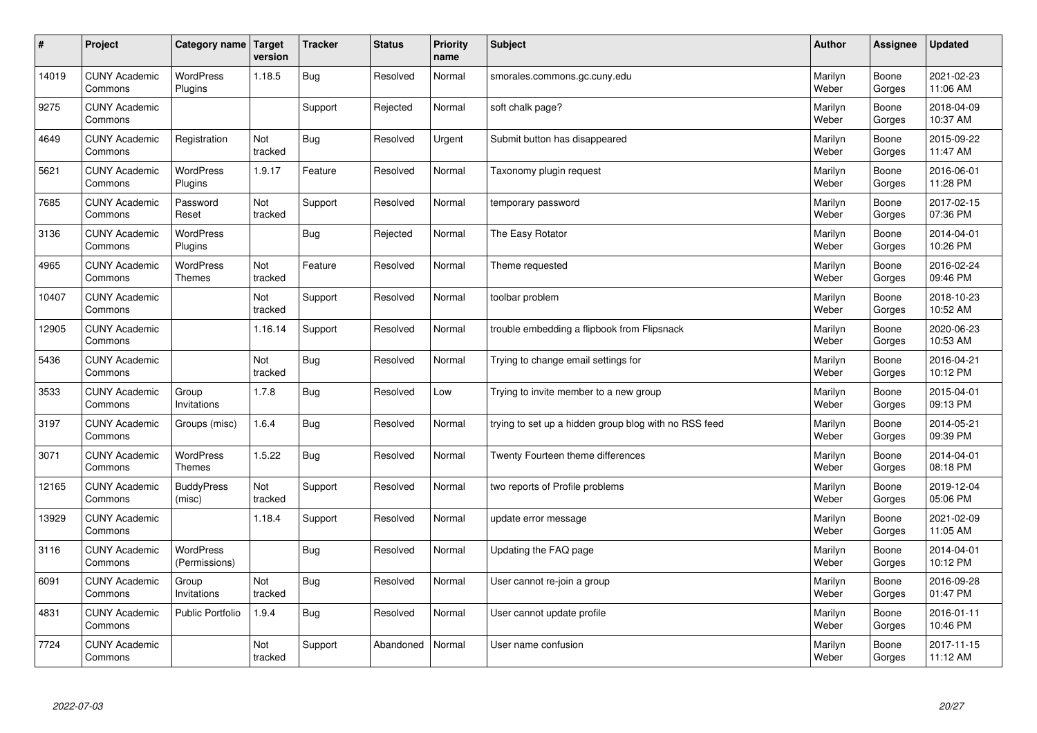| # | Project | Category name | Target version | Tracker | Status | Priority name | Subject | Author | Assignee | Updated |
|---|---|---|---|---|---|---|---|---|---|---|
| 14019 | CUNY Academic Commons | WordPress Plugins | 1.18.5 | Bug | Resolved | Normal | smorales.commons.gc.cuny.edu | Marilyn Weber | Boone Gorges | 2021-02-23 11:06 AM |
| 9275 | CUNY Academic Commons | | | Support | Rejected | Normal | soft chalk page? | Marilyn Weber | Boone Gorges | 2018-04-09 10:37 AM |
| 4649 | CUNY Academic Commons | Registration | Not tracked | Bug | Resolved | Urgent | Submit button has disappeared | Marilyn Weber | Boone Gorges | 2015-09-22 11:47 AM |
| 5621 | CUNY Academic Commons | WordPress Plugins | 1.9.17 | Feature | Resolved | Normal | Taxonomy plugin request | Marilyn Weber | Boone Gorges | 2016-06-01 11:28 PM |
| 7685 | CUNY Academic Commons | Password Reset | Not tracked | Support | Resolved | Normal | temporary password | Marilyn Weber | Boone Gorges | 2017-02-15 07:36 PM |
| 3136 | CUNY Academic Commons | WordPress Plugins | | Bug | Rejected | Normal | The Easy Rotator | Marilyn Weber | Boone Gorges | 2014-04-01 10:26 PM |
| 4965 | CUNY Academic Commons | WordPress Themes | Not tracked | Feature | Resolved | Normal | Theme requested | Marilyn Weber | Boone Gorges | 2016-02-24 09:46 PM |
| 10407 | CUNY Academic Commons | | Not tracked | Support | Resolved | Normal | toolbar problem | Marilyn Weber | Boone Gorges | 2018-10-23 10:52 AM |
| 12905 | CUNY Academic Commons | | 1.16.14 | Support | Resolved | Normal | trouble embedding a flipbook from Flipsnack | Marilyn Weber | Boone Gorges | 2020-06-23 10:53 AM |
| 5436 | CUNY Academic Commons | | Not tracked | Bug | Resolved | Normal | Trying to change email settings for | Marilyn Weber | Boone Gorges | 2016-04-21 10:12 PM |
| 3533 | CUNY Academic Commons | Group Invitations | 1.7.8 | Bug | Resolved | Low | Trying to invite member to a new group | Marilyn Weber | Boone Gorges | 2015-04-01 09:13 PM |
| 3197 | CUNY Academic Commons | Groups (misc) | 1.6.4 | Bug | Resolved | Normal | trying to set up a hidden group blog with no RSS feed | Marilyn Weber | Boone Gorges | 2014-05-21 09:39 PM |
| 3071 | CUNY Academic Commons | WordPress Themes | 1.5.22 | Bug | Resolved | Normal | Twenty Fourteen theme differences | Marilyn Weber | Boone Gorges | 2014-04-01 08:18 PM |
| 12165 | CUNY Academic Commons | BuddyPress (misc) | Not tracked | Support | Resolved | Normal | two reports of Profile problems | Marilyn Weber | Boone Gorges | 2019-12-04 05:06 PM |
| 13929 | CUNY Academic Commons | | 1.18.4 | Support | Resolved | Normal | update error message | Marilyn Weber | Boone Gorges | 2021-02-09 11:05 AM |
| 3116 | CUNY Academic Commons | WordPress (Permissions) | | Bug | Resolved | Normal | Updating the FAQ page | Marilyn Weber | Boone Gorges | 2014-04-01 10:12 PM |
| 6091 | CUNY Academic Commons | Group Invitations | Not tracked | Bug | Resolved | Normal | User cannot re-join a group | Marilyn Weber | Boone Gorges | 2016-09-28 01:47 PM |
| 4831 | CUNY Academic Commons | Public Portfolio | 1.9.4 | Bug | Resolved | Normal | User cannot update profile | Marilyn Weber | Boone Gorges | 2016-01-11 10:46 PM |
| 7724 | CUNY Academic Commons | | Not tracked | Support | Abandoned | Normal | User name confusion | Marilyn Weber | Boone Gorges | 2017-11-15 11:12 AM |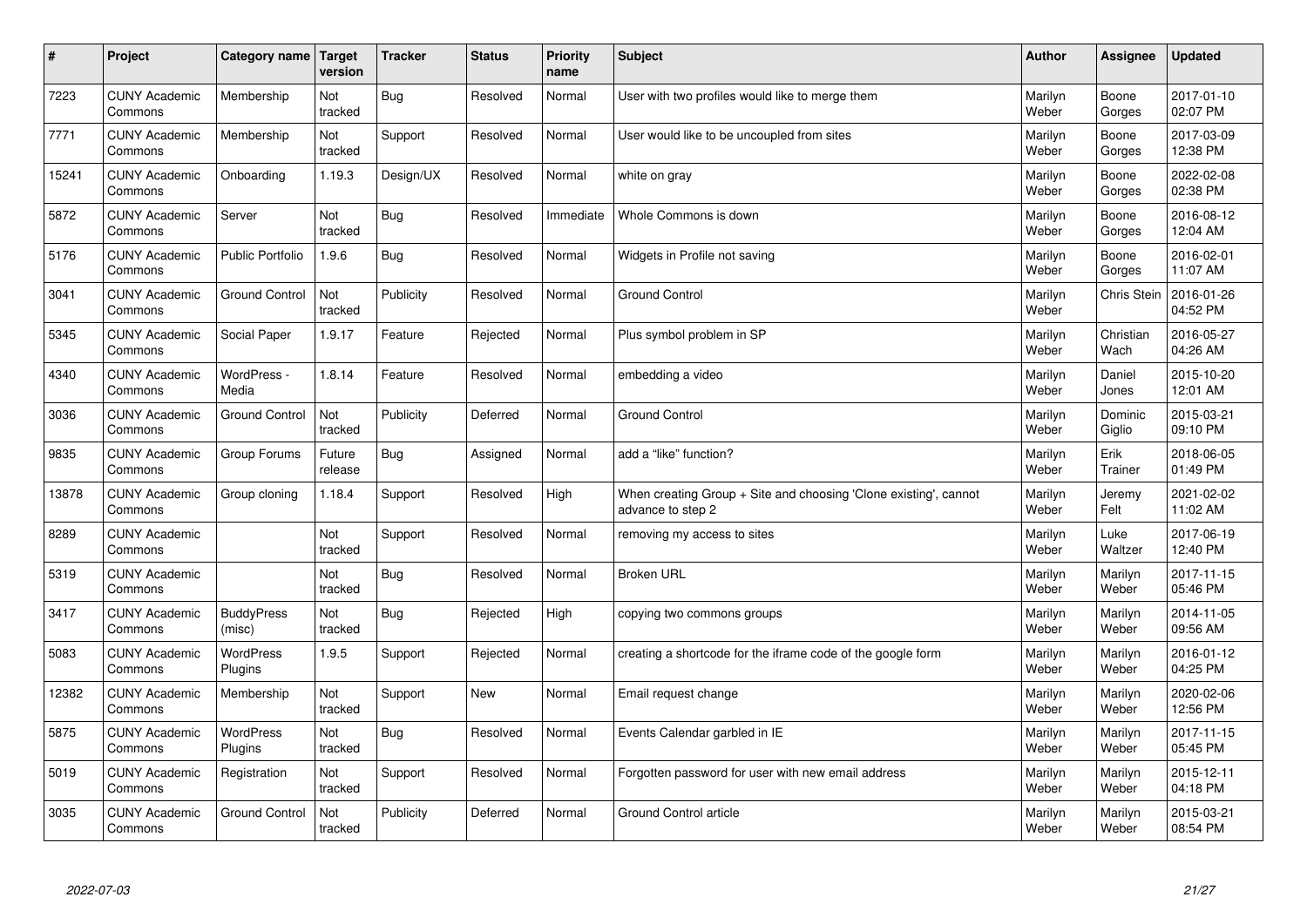| # | Project | Category name | Target version | Tracker | Status | Priority name | Subject | Author | Assignee | Updated |
|---|---|---|---|---|---|---|---|---|---|---|
| 7223 | CUNY Academic Commons | Membership | Not tracked | Bug | Resolved | Normal | User with two profiles would like to merge them | Marilyn Weber | Boone Gorges | 2017-01-10 02:07 PM |
| 7771 | CUNY Academic Commons | Membership | Not tracked | Support | Resolved | Normal | User would like to be uncoupled from sites | Marilyn Weber | Boone Gorges | 2017-03-09 12:38 PM |
| 15241 | CUNY Academic Commons | Onboarding | 1.19.3 | Design/UX | Resolved | Normal | white on gray | Marilyn Weber | Boone Gorges | 2022-02-08 02:38 PM |
| 5872 | CUNY Academic Commons | Server | Not tracked | Bug | Resolved | Immediate | Whole Commons is down | Marilyn Weber | Boone Gorges | 2016-08-12 12:04 AM |
| 5176 | CUNY Academic Commons | Public Portfolio | 1.9.6 | Bug | Resolved | Normal | Widgets in Profile not saving | Marilyn Weber | Boone Gorges | 2016-02-01 11:07 AM |
| 3041 | CUNY Academic Commons | Ground Control | Not tracked | Publicity | Resolved | Normal | Ground Control | Marilyn Weber | Chris Stein | 2016-01-26 04:52 PM |
| 5345 | CUNY Academic Commons | Social Paper | 1.9.17 | Feature | Rejected | Normal | Plus symbol problem in SP | Marilyn Weber | Christian Wach | 2016-05-27 04:26 AM |
| 4340 | CUNY Academic Commons | WordPress - Media | 1.8.14 | Feature | Resolved | Normal | embedding a video | Marilyn Weber | Daniel Jones | 2015-10-20 12:01 AM |
| 3036 | CUNY Academic Commons | Ground Control | Not tracked | Publicity | Deferred | Normal | Ground Control | Marilyn Weber | Dominic Giglio | 2015-03-21 09:10 PM |
| 9835 | CUNY Academic Commons | Group Forums | Future release | Bug | Assigned | Normal | add a "like" function? | Marilyn Weber | Erik Trainer | 2018-06-05 01:49 PM |
| 13878 | CUNY Academic Commons | Group cloning | 1.18.4 | Support | Resolved | High | When creating Group + Site and choosing 'Clone existing', cannot advance to step 2 | Marilyn Weber | Jeremy Felt | 2021-02-02 11:02 AM |
| 8289 | CUNY Academic Commons | | Not tracked | Support | Resolved | Normal | removing my access to sites | Marilyn Weber | Luke Waltzer | 2017-06-19 12:40 PM |
| 5319 | CUNY Academic Commons | | Not tracked | Bug | Resolved | Normal | Broken URL | Marilyn Weber | Marilyn Weber | 2017-11-15 05:46 PM |
| 3417 | CUNY Academic Commons | BuddyPress (misc) | Not tracked | Bug | Rejected | High | copying two commons groups | Marilyn Weber | Marilyn Weber | 2014-11-05 09:56 AM |
| 5083 | CUNY Academic Commons | WordPress Plugins | 1.9.5 | Support | Rejected | Normal | creating a shortcode for the iframe code of the google form | Marilyn Weber | Marilyn Weber | 2016-01-12 04:25 PM |
| 12382 | CUNY Academic Commons | Membership | Not tracked | Support | New | Normal | Email request change | Marilyn Weber | Marilyn Weber | 2020-02-06 12:56 PM |
| 5875 | CUNY Academic Commons | WordPress Plugins | Not tracked | Bug | Resolved | Normal | Events Calendar garbled in IE | Marilyn Weber | Marilyn Weber | 2017-11-15 05:45 PM |
| 5019 | CUNY Academic Commons | Registration | Not tracked | Support | Resolved | Normal | Forgotten password for user with new email address | Marilyn Weber | Marilyn Weber | 2015-12-11 04:18 PM |
| 3035 | CUNY Academic Commons | Ground Control | Not tracked | Publicity | Deferred | Normal | Ground Control article | Marilyn Weber | Marilyn Weber | 2015-03-21 08:54 PM |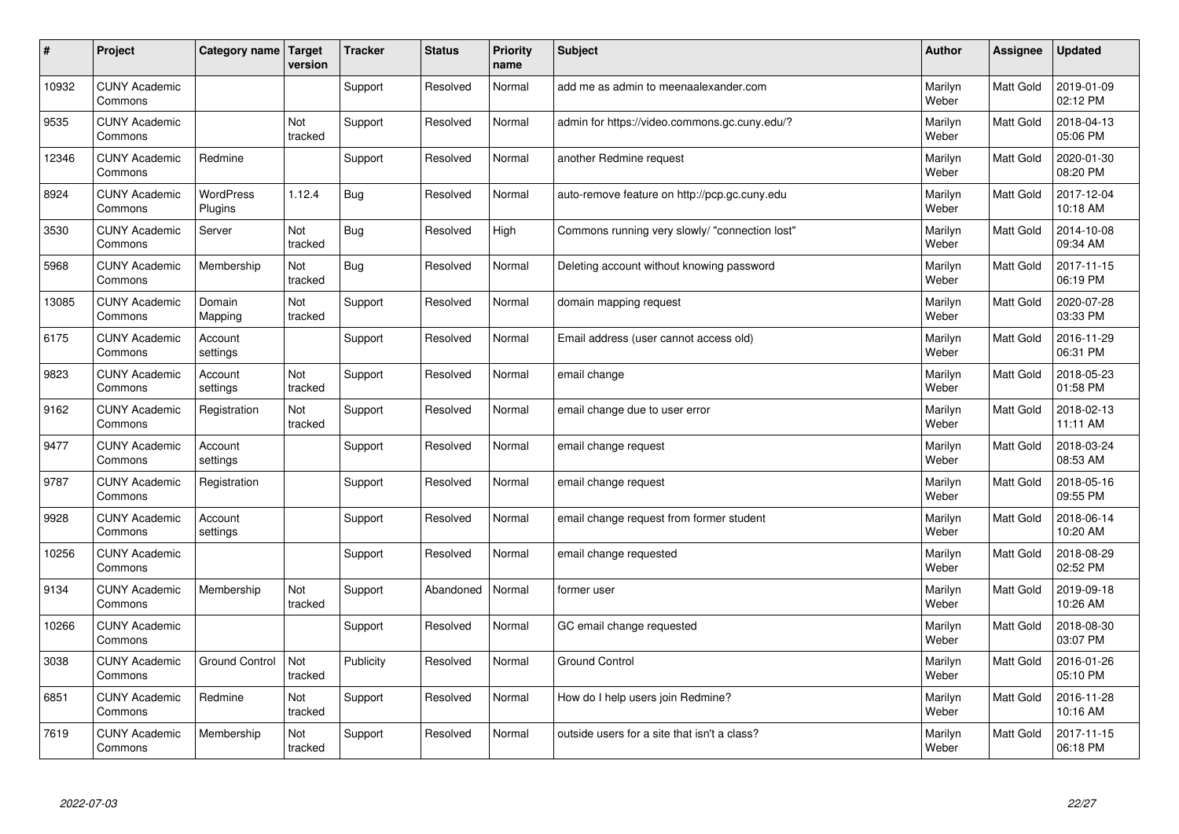| # | Project | Category name | Target version | Tracker | Status | Priority name | Subject | Author | Assignee | Updated |
|---|---|---|---|---|---|---|---|---|---|---|
| 10932 | CUNY Academic Commons | | | Support | Resolved | Normal | add me as admin to meenaalexander.com | Marilyn Weber | Matt Gold | 2019-01-09 02:12 PM |
| 9535 | CUNY Academic Commons | | Not tracked | Support | Resolved | Normal | admin for https://video.commons.gc.cuny.edu/? | Marilyn Weber | Matt Gold | 2018-04-13 05:06 PM |
| 12346 | CUNY Academic Commons | Redmine | | Support | Resolved | Normal | another Redmine request | Marilyn Weber | Matt Gold | 2020-01-30 08:20 PM |
| 8924 | CUNY Academic Commons | WordPress Plugins | 1.12.4 | Bug | Resolved | Normal | auto-remove feature on http://pcp.gc.cuny.edu | Marilyn Weber | Matt Gold | 2017-12-04 10:18 AM |
| 3530 | CUNY Academic Commons | Server | Not tracked | Bug | Resolved | High | Commons running very slowly/ "connection lost" | Marilyn Weber | Matt Gold | 2014-10-08 09:34 AM |
| 5968 | CUNY Academic Commons | Membership | Not tracked | Bug | Resolved | Normal | Deleting account without knowing password | Marilyn Weber | Matt Gold | 2017-11-15 06:19 PM |
| 13085 | CUNY Academic Commons | Domain Mapping | Not tracked | Support | Resolved | Normal | domain mapping request | Marilyn Weber | Matt Gold | 2020-07-28 03:33 PM |
| 6175 | CUNY Academic Commons | Account settings | | Support | Resolved | Normal | Email address (user cannot access old) | Marilyn Weber | Matt Gold | 2016-11-29 06:31 PM |
| 9823 | CUNY Academic Commons | Account settings | Not tracked | Support | Resolved | Normal | email change | Marilyn Weber | Matt Gold | 2018-05-23 01:58 PM |
| 9162 | CUNY Academic Commons | Registration | Not tracked | Support | Resolved | Normal | email change due to user error | Marilyn Weber | Matt Gold | 2018-02-13 11:11 AM |
| 9477 | CUNY Academic Commons | Account settings | | Support | Resolved | Normal | email change request | Marilyn Weber | Matt Gold | 2018-03-24 08:53 AM |
| 9787 | CUNY Academic Commons | Registration | | Support | Resolved | Normal | email change request | Marilyn Weber | Matt Gold | 2018-05-16 09:55 PM |
| 9928 | CUNY Academic Commons | Account settings | | Support | Resolved | Normal | email change request from former student | Marilyn Weber | Matt Gold | 2018-06-14 10:20 AM |
| 10256 | CUNY Academic Commons | | | Support | Resolved | Normal | email change requested | Marilyn Weber | Matt Gold | 2018-08-29 02:52 PM |
| 9134 | CUNY Academic Commons | Membership | Not tracked | Support | Abandoned | Normal | former user | Marilyn Weber | Matt Gold | 2019-09-18 10:26 AM |
| 10266 | CUNY Academic Commons | | | Support | Resolved | Normal | GC email change requested | Marilyn Weber | Matt Gold | 2018-08-30 03:07 PM |
| 3038 | CUNY Academic Commons | Ground Control | Not tracked | Publicity | Resolved | Normal | Ground Control | Marilyn Weber | Matt Gold | 2016-01-26 05:10 PM |
| 6851 | CUNY Academic Commons | Redmine | Not tracked | Support | Resolved | Normal | How do I help users join Redmine? | Marilyn Weber | Matt Gold | 2016-11-28 10:16 AM |
| 7619 | CUNY Academic Commons | Membership | Not tracked | Support | Resolved | Normal | outside users for a site that isn't a class? | Marilyn Weber | Matt Gold | 2017-11-15 06:18 PM |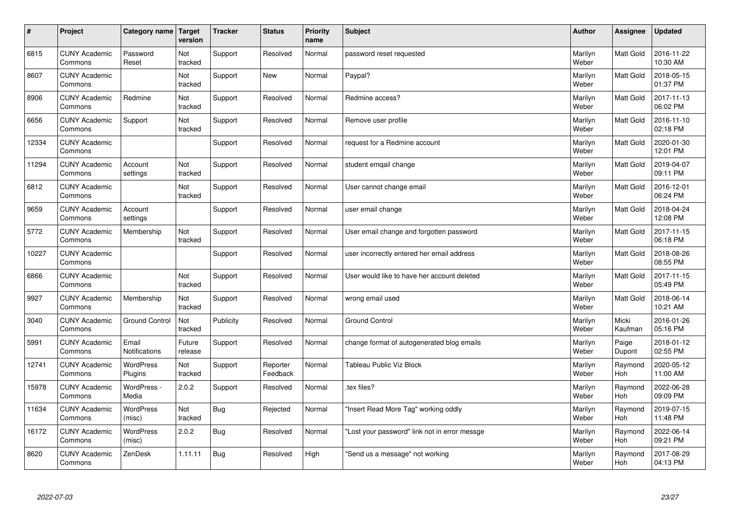| # | Project | Category name | Target version | Tracker | Status | Priority name | Subject | Author | Assignee | Updated |
|---|---|---|---|---|---|---|---|---|---|---|
| 6815 | CUNY Academic Commons | Password Reset | Not tracked | Support | Resolved | Normal | password reset requested | Marilyn Weber | Matt Gold | 2016-11-22 10:30 AM |
| 8607 | CUNY Academic Commons | | Not tracked | Support | New | Normal | Paypal? | Marilyn Weber | Matt Gold | 2018-05-15 01:37 PM |
| 8906 | CUNY Academic Commons | Redmine | Not tracked | Support | Resolved | Normal | Redmine access? | Marilyn Weber | Matt Gold | 2017-11-13 06:02 PM |
| 6656 | CUNY Academic Commons | Support | Not tracked | Support | Resolved | Normal | Remove user profile | Marilyn Weber | Matt Gold | 2016-11-10 02:18 PM |
| 12334 | CUNY Academic Commons | | | Support | Resolved | Normal | request for a Redmine account | Marilyn Weber | Matt Gold | 2020-01-30 12:01 PM |
| 11294 | CUNY Academic Commons | Account settings | Not tracked | Support | Resolved | Normal | student emqail change | Marilyn Weber | Matt Gold | 2019-04-07 09:11 PM |
| 6812 | CUNY Academic Commons | | Not tracked | Support | Resolved | Normal | User cannot change email | Marilyn Weber | Matt Gold | 2016-12-01 06:24 PM |
| 9659 | CUNY Academic Commons | Account settings | | Support | Resolved | Normal | user email change | Marilyn Weber | Matt Gold | 2018-04-24 12:08 PM |
| 5772 | CUNY Academic Commons | Membership | Not tracked | Support | Resolved | Normal | User email change and forgotten password | Marilyn Weber | Matt Gold | 2017-11-15 06:18 PM |
| 10227 | CUNY Academic Commons | | | Support | Resolved | Normal | user incorrectly entered her email address | Marilyn Weber | Matt Gold | 2018-08-26 08:55 PM |
| 6866 | CUNY Academic Commons | | Not tracked | Support | Resolved | Normal | User would like to have her account deleted | Marilyn Weber | Matt Gold | 2017-11-15 05:49 PM |
| 9927 | CUNY Academic Commons | Membership | Not tracked | Support | Resolved | Normal | wrong email used | Marilyn Weber | Matt Gold | 2018-06-14 10:21 AM |
| 3040 | CUNY Academic Commons | Ground Control | Not tracked | Publicity | Resolved | Normal | Ground Control | Marilyn Weber | Micki Kaufman | 2016-01-26 05:16 PM |
| 5991 | CUNY Academic Commons | Email Notifications | Future release | Support | Resolved | Normal | change format of autogenerated blog emails | Marilyn Weber | Paige Dupont | 2018-01-12 02:55 PM |
| 12741 | CUNY Academic Commons | WordPress Plugins | Not tracked | Support | Reporter Feedback | Normal | Tableau Public Viz Block | Marilyn Weber | Raymond Hoh | 2020-05-12 11:00 AM |
| 15978 | CUNY Academic Commons | WordPress - Media | 2.0.2 | Support | Resolved | Normal | .tex files? | Marilyn Weber | Raymond Hoh | 2022-06-28 09:09 PM |
| 11634 | CUNY Academic Commons | WordPress (misc) | Not tracked | Bug | Rejected | Normal | "Insert Read More Tag" working oddly | Marilyn Weber | Raymond Hoh | 2019-07-15 11:48 PM |
| 16172 | CUNY Academic Commons | WordPress (misc) | 2.0.2 | Bug | Resolved | Normal | "Lost your password" link not in error messge | Marilyn Weber | Raymond Hoh | 2022-06-14 09:21 PM |
| 8620 | CUNY Academic Commons | ZenDesk | 1.11.11 | Bug | Resolved | High | "Send us a message" not working | Marilyn Weber | Raymond Hoh | 2017-08-29 04:13 PM |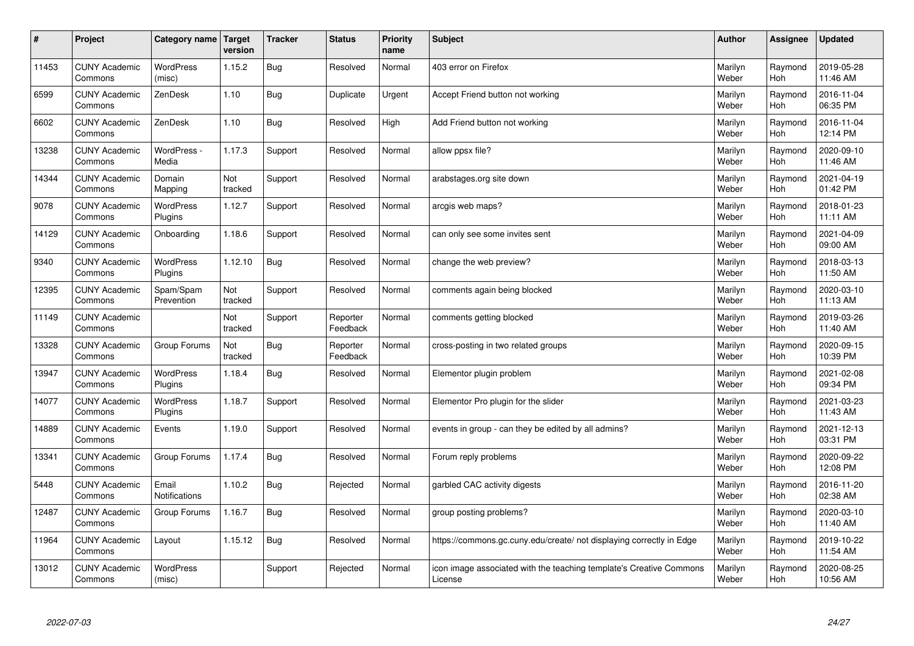| # | Project | Category name | Target version | Tracker | Status | Priority name | Subject | Author | Assignee | Updated |
|---|---|---|---|---|---|---|---|---|---|---|
| 11453 | CUNY Academic Commons | WordPress (misc) | 1.15.2 | Bug | Resolved | Normal | 403 error on Firefox | Marilyn Weber | Raymond Hoh | 2019-05-28 11:46 AM |
| 6599 | CUNY Academic Commons | ZenDesk | 1.10 | Bug | Duplicate | Urgent | Accept Friend button not working | Marilyn Weber | Raymond Hoh | 2016-11-04 06:35 PM |
| 6602 | CUNY Academic Commons | ZenDesk | 1.10 | Bug | Resolved | High | Add Friend button not working | Marilyn Weber | Raymond Hoh | 2016-11-04 12:14 PM |
| 13238 | CUNY Academic Commons | WordPress - Media | 1.17.3 | Support | Resolved | Normal | allow ppsx file? | Marilyn Weber | Raymond Hoh | 2020-09-10 11:46 AM |
| 14344 | CUNY Academic Commons | Domain Mapping | Not tracked | Support | Resolved | Normal | arabstages.org site down | Marilyn Weber | Raymond Hoh | 2021-04-19 01:42 PM |
| 9078 | CUNY Academic Commons | WordPress Plugins | 1.12.7 | Support | Resolved | Normal | arcgis web maps? | Marilyn Weber | Raymond Hoh | 2018-01-23 11:11 AM |
| 14129 | CUNY Academic Commons | Onboarding | 1.18.6 | Support | Resolved | Normal | can only see some invites sent | Marilyn Weber | Raymond Hoh | 2021-04-09 09:00 AM |
| 9340 | CUNY Academic Commons | WordPress Plugins | 1.12.10 | Bug | Resolved | Normal | change the web preview? | Marilyn Weber | Raymond Hoh | 2018-03-13 11:50 AM |
| 12395 | CUNY Academic Commons | Spam/Spam Prevention | Not tracked | Support | Resolved | Normal | comments again being blocked | Marilyn Weber | Raymond Hoh | 2020-03-10 11:13 AM |
| 11149 | CUNY Academic Commons | | Not tracked | Support | Reporter Feedback | Normal | comments getting blocked | Marilyn Weber | Raymond Hoh | 2019-03-26 11:40 AM |
| 13328 | CUNY Academic Commons | Group Forums | Not tracked | Bug | Reporter Feedback | Normal | cross-posting in two related groups | Marilyn Weber | Raymond Hoh | 2020-09-15 10:39 PM |
| 13947 | CUNY Academic Commons | WordPress Plugins | 1.18.4 | Bug | Resolved | Normal | Elementor plugin problem | Marilyn Weber | Raymond Hoh | 2021-02-08 09:34 PM |
| 14077 | CUNY Academic Commons | WordPress Plugins | 1.18.7 | Support | Resolved | Normal | Elementor Pro plugin for the slider | Marilyn Weber | Raymond Hoh | 2021-03-23 11:43 AM |
| 14889 | CUNY Academic Commons | Events | 1.19.0 | Support | Resolved | Normal | events in group - can they be edited by all admins? | Marilyn Weber | Raymond Hoh | 2021-12-13 03:31 PM |
| 13341 | CUNY Academic Commons | Group Forums | 1.17.4 | Bug | Resolved | Normal | Forum reply problems | Marilyn Weber | Raymond Hoh | 2020-09-22 12:08 PM |
| 5448 | CUNY Academic Commons | Email Notifications | 1.10.2 | Bug | Rejected | Normal | garbled CAC activity digests | Marilyn Weber | Raymond Hoh | 2016-11-20 02:38 AM |
| 12487 | CUNY Academic Commons | Group Forums | 1.16.7 | Bug | Resolved | Normal | group posting problems? | Marilyn Weber | Raymond Hoh | 2020-03-10 11:40 AM |
| 11964 | CUNY Academic Commons | Layout | 1.15.12 | Bug | Resolved | Normal | https://commons.gc.cuny.edu/create/ not displaying correctly in Edge | Marilyn Weber | Raymond Hoh | 2019-10-22 11:54 AM |
| 13012 | CUNY Academic Commons | WordPress (misc) | | Support | Rejected | Normal | icon image associated with the teaching template's Creative Commons License | Marilyn Weber | Raymond Hoh | 2020-08-25 10:56 AM |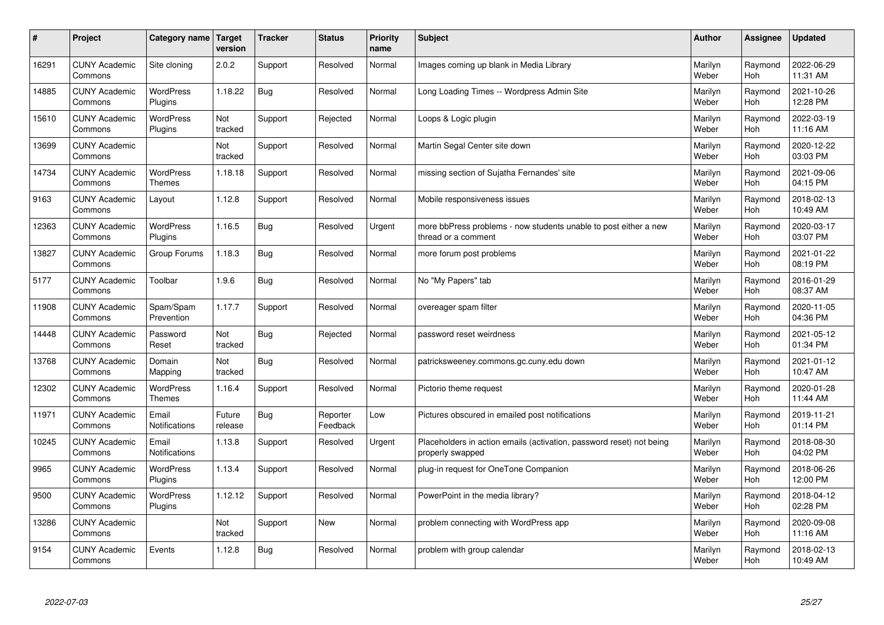| # | Project | Category name | Target version | Tracker | Status | Priority name | Subject | Author | Assignee | Updated |
|---|---|---|---|---|---|---|---|---|---|---|
| 16291 | CUNY Academic Commons | Site cloning | 2.0.2 | Support | Resolved | Normal | Images coming up blank in Media Library | Marilyn Weber | Raymond Hoh | 2022-06-29 11:31 AM |
| 14885 | CUNY Academic Commons | WordPress Plugins | 1.18.22 | Bug | Resolved | Normal | Long Loading Times -- Wordpress Admin Site | Marilyn Weber | Raymond Hoh | 2021-10-26 12:28 PM |
| 15610 | CUNY Academic Commons | WordPress Plugins | Not tracked | Support | Rejected | Normal | Loops & Logic plugin | Marilyn Weber | Raymond Hoh | 2022-03-19 11:16 AM |
| 13699 | CUNY Academic Commons | | Not tracked | Support | Resolved | Normal | Martin Segal Center site down | Marilyn Weber | Raymond Hoh | 2020-12-22 03:03 PM |
| 14734 | CUNY Academic Commons | WordPress Themes | 1.18.18 | Support | Resolved | Normal | missing section of Sujatha Fernandes' site | Marilyn Weber | Raymond Hoh | 2021-09-06 04:15 PM |
| 9163 | CUNY Academic Commons | Layout | 1.12.8 | Support | Resolved | Normal | Mobile responsiveness issues | Marilyn Weber | Raymond Hoh | 2018-02-13 10:49 AM |
| 12363 | CUNY Academic Commons | WordPress Plugins | 1.16.5 | Bug | Resolved | Urgent | more bbPress problems - now students unable to post either a new thread or a comment | Marilyn Weber | Raymond Hoh | 2020-03-17 03:07 PM |
| 13827 | CUNY Academic Commons | Group Forums | 1.18.3 | Bug | Resolved | Normal | more forum post problems | Marilyn Weber | Raymond Hoh | 2021-01-22 08:19 PM |
| 5177 | CUNY Academic Commons | Toolbar | 1.9.6 | Bug | Resolved | Normal | No "My Papers" tab | Marilyn Weber | Raymond Hoh | 2016-01-29 08:37 AM |
| 11908 | CUNY Academic Commons | Spam/Spam Prevention | 1.17.7 | Support | Resolved | Normal | overeager spam filter | Marilyn Weber | Raymond Hoh | 2020-11-05 04:36 PM |
| 14448 | CUNY Academic Commons | Password Reset | Not tracked | Bug | Rejected | Normal | password reset weirdness | Marilyn Weber | Raymond Hoh | 2021-05-12 01:34 PM |
| 13768 | CUNY Academic Commons | Domain Mapping | Not tracked | Bug | Resolved | Normal | patricksweeney.commons.gc.cuny.edu down | Marilyn Weber | Raymond Hoh | 2021-01-12 10:47 AM |
| 12302 | CUNY Academic Commons | WordPress Themes | 1.16.4 | Support | Resolved | Normal | Pictorio theme request | Marilyn Weber | Raymond Hoh | 2020-01-28 11:44 AM |
| 11971 | CUNY Academic Commons | Email Notifications | Future release | Bug | Reporter Feedback | Low | Pictures obscured in emailed post notifications | Marilyn Weber | Raymond Hoh | 2019-11-21 01:14 PM |
| 10245 | CUNY Academic Commons | Email Notifications | 1.13.8 | Support | Resolved | Urgent | Placeholders in action emails (activation, password reset) not being properly swapped | Marilyn Weber | Raymond Hoh | 2018-08-30 04:02 PM |
| 9965 | CUNY Academic Commons | WordPress Plugins | 1.13.4 | Support | Resolved | Normal | plug-in request for OneTone Companion | Marilyn Weber | Raymond Hoh | 2018-06-26 12:00 PM |
| 9500 | CUNY Academic Commons | WordPress Plugins | 1.12.12 | Support | Resolved | Normal | PowerPoint in the media library? | Marilyn Weber | Raymond Hoh | 2018-04-12 02:28 PM |
| 13286 | CUNY Academic Commons | | Not tracked | Support | New | Normal | problem connecting with WordPress app | Marilyn Weber | Raymond Hoh | 2020-09-08 11:16 AM |
| 9154 | CUNY Academic Commons | Events | 1.12.8 | Bug | Resolved | Normal | problem with group calendar | Marilyn Weber | Raymond Hoh | 2018-02-13 10:49 AM |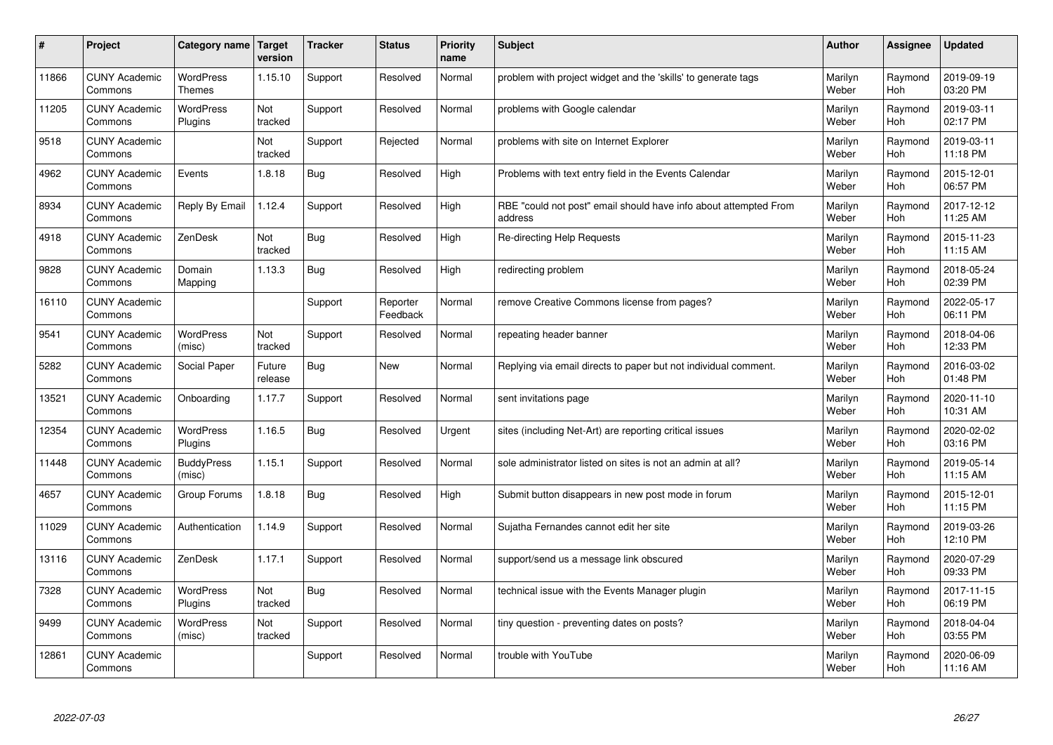| # | Project | Category name | Target version | Tracker | Status | Priority name | Subject | Author | Assignee | Updated |
|---|---|---|---|---|---|---|---|---|---|---|
| 11866 | CUNY Academic Commons | WordPress Themes | 1.15.10 | Support | Resolved | Normal | problem with project widget and the 'skills' to generate tags | Marilyn Weber | Raymond Hoh | 2019-09-19 03:20 PM |
| 11205 | CUNY Academic Commons | WordPress Plugins | Not tracked | Support | Resolved | Normal | problems with Google calendar | Marilyn Weber | Raymond Hoh | 2019-03-11 02:17 PM |
| 9518 | CUNY Academic Commons | | Not tracked | Support | Rejected | Normal | problems with site on Internet Explorer | Marilyn Weber | Raymond Hoh | 2019-03-11 11:18 PM |
| 4962 | CUNY Academic Commons | Events | 1.8.18 | Bug | Resolved | High | Problems with text entry field in the Events Calendar | Marilyn Weber | Raymond Hoh | 2015-12-01 06:57 PM |
| 8934 | CUNY Academic Commons | Reply By Email | 1.12.4 | Support | Resolved | High | RBE "could not post" email should have info about attempted From address | Marilyn Weber | Raymond Hoh | 2017-12-12 11:25 AM |
| 4918 | CUNY Academic Commons | ZenDesk | Not tracked | Bug | Resolved | High | Re-directing Help Requests | Marilyn Weber | Raymond Hoh | 2015-11-23 11:15 AM |
| 9828 | CUNY Academic Commons | Domain Mapping | 1.13.3 | Bug | Resolved | High | redirecting problem | Marilyn Weber | Raymond Hoh | 2018-05-24 02:39 PM |
| 16110 | CUNY Academic Commons | | | Support | Reporter Feedback | Normal | remove Creative Commons license from pages? | Marilyn Weber | Raymond Hoh | 2022-05-17 06:11 PM |
| 9541 | CUNY Academic Commons | WordPress (misc) | Not tracked | Support | Resolved | Normal | repeating header banner | Marilyn Weber | Raymond Hoh | 2018-04-06 12:33 PM |
| 5282 | CUNY Academic Commons | Social Paper | Future release | Bug | New | Normal | Replying via email directs to paper but not individual comment. | Marilyn Weber | Raymond Hoh | 2016-03-02 01:48 PM |
| 13521 | CUNY Academic Commons | Onboarding | 1.17.7 | Support | Resolved | Normal | sent invitations page | Marilyn Weber | Raymond Hoh | 2020-11-10 10:31 AM |
| 12354 | CUNY Academic Commons | WordPress Plugins | 1.16.5 | Bug | Resolved | Urgent | sites (including Net-Art) are reporting critical issues | Marilyn Weber | Raymond Hoh | 2020-02-02 03:16 PM |
| 11448 | CUNY Academic Commons | BuddyPress (misc) | 1.15.1 | Support | Resolved | Normal | sole administrator listed on sites is not an admin at all? | Marilyn Weber | Raymond Hoh | 2019-05-14 11:15 AM |
| 4657 | CUNY Academic Commons | Group Forums | 1.8.18 | Bug | Resolved | High | Submit button disappears in new post mode in forum | Marilyn Weber | Raymond Hoh | 2015-12-01 11:15 PM |
| 11029 | CUNY Academic Commons | Authentication | 1.14.9 | Support | Resolved | Normal | Sujatha Fernandes cannot edit her site | Marilyn Weber | Raymond Hoh | 2019-03-26 12:10 PM |
| 13116 | CUNY Academic Commons | ZenDesk | 1.17.1 | Support | Resolved | Normal | support/send us a message link obscured | Marilyn Weber | Raymond Hoh | 2020-07-29 09:33 PM |
| 7328 | CUNY Academic Commons | WordPress Plugins | Not tracked | Bug | Resolved | Normal | technical issue with the Events Manager plugin | Marilyn Weber | Raymond Hoh | 2017-11-15 06:19 PM |
| 9499 | CUNY Academic Commons | WordPress (misc) | Not tracked | Support | Resolved | Normal | tiny question - preventing dates on posts? | Marilyn Weber | Raymond Hoh | 2018-04-04 03:55 PM |
| 12861 | CUNY Academic Commons | | | Support | Resolved | Normal | trouble with YouTube | Marilyn Weber | Raymond Hoh | 2020-06-09 11:16 AM |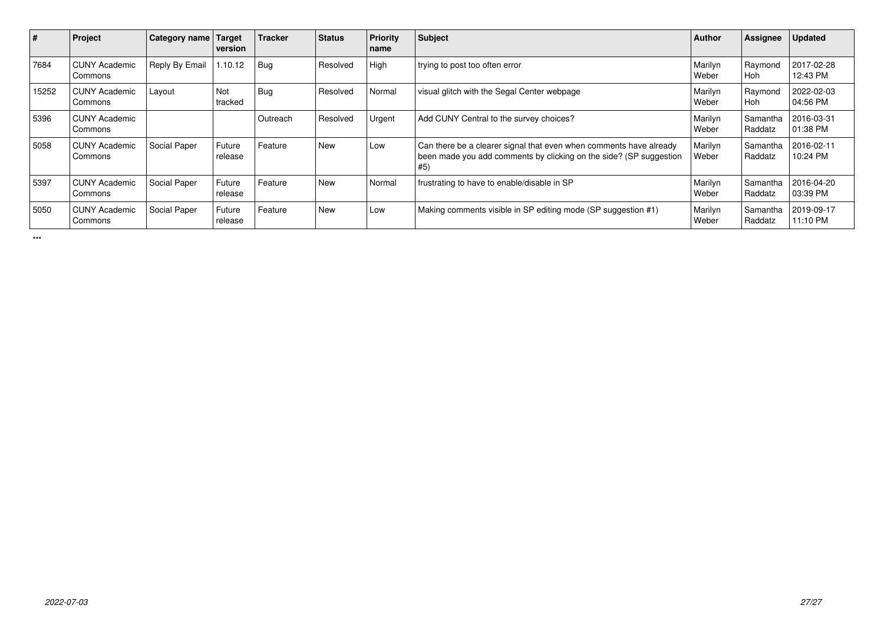| # | Project | Category name | Target version | Tracker | Status | Priority name | Subject | Author | Assignee | Updated |
|---|---|---|---|---|---|---|---|---|---|---|
| 7684 | CUNY Academic Commons | Reply By Email | 1.10.12 | Bug | Resolved | High | trying to post too often error | Marilyn Weber | Raymond Hoh | 2017-02-28 12:43 PM |
| 15252 | CUNY Academic Commons | Layout | Not tracked | Bug | Resolved | Normal | visual glitch with the Segal Center webpage | Marilyn Weber | Raymond Hoh | 2022-02-03 04:56 PM |
| 5396 | CUNY Academic Commons | | | Outreach | Resolved | Urgent | Add CUNY Central to the survey choices? | Marilyn Weber | Samantha Raddatz | 2016-03-31 01:38 PM |
| 5058 | CUNY Academic Commons | Social Paper | Future release | Feature | New | Low | Can there be a clearer signal that even when comments have already been made you add comments by clicking on the side? (SP suggestion #5) | Marilyn Weber | Samantha Raddatz | 2016-02-11 10:24 PM |
| 5397 | CUNY Academic Commons | Social Paper | Future release | Feature | New | Normal | frustrating to have to enable/disable in SP | Marilyn Weber | Samantha Raddatz | 2016-04-20 03:39 PM |
| 5050 | CUNY Academic Commons | Social Paper | Future release | Feature | New | Low | Making comments visible in SP editing mode (SP suggestion #1) | Marilyn Weber | Samantha Raddatz | 2019-09-17 11:10 PM |

...